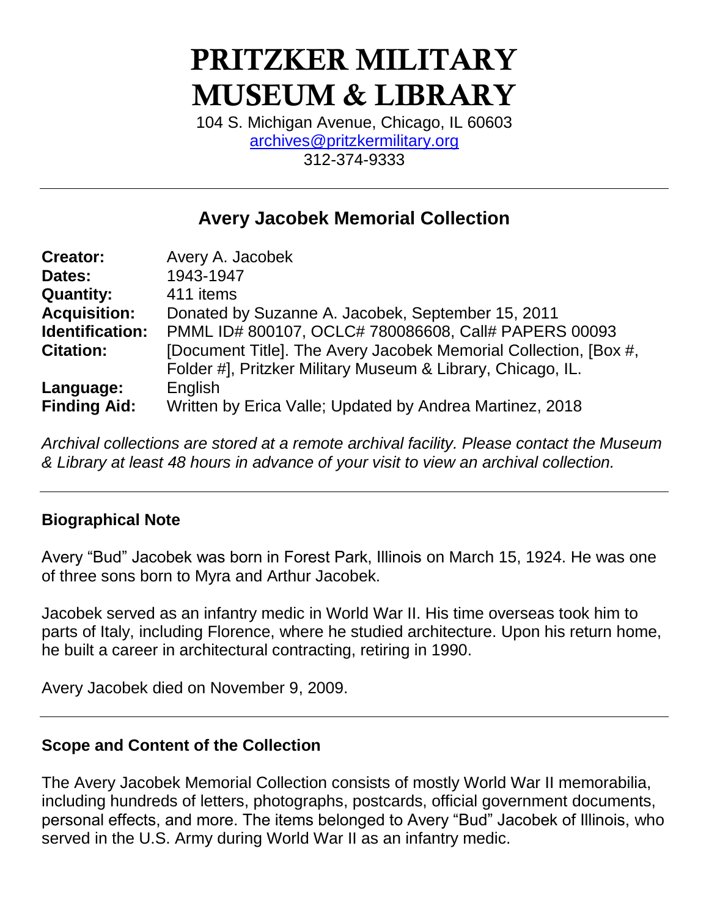# PRITZKER MILITARY MUSEUM & LIBRARY

104 S. Michigan Avenue, Chicago, IL 60603
archives@pritzkermilitary.org
312-374-9333

---

## Avery Jacobek Memorial Collection

| | |
|---|---|
| **Creator:** | Avery A. Jacobek |
| **Dates:** | 1943-1947 |
| **Quantity:** | 411 items |
| **Acquisition:** | Donated by Suzanne A. Jacobek, September 15, 2011 |
| **Identification:** | PMML ID# 800107, OCLC# 780086608, Call# PAPERS 00093 |
| **Citation:** | [Document Title]. The Avery Jacobek Memorial Collection, [Box #, Folder #], Pritzker Military Museum & Library, Chicago, IL. |
| **Language:** | English |
| **Finding Aid:** | Written by Erica Valle; Updated by Andrea Martinez, 2018 |

*Archival collections are stored at a remote archival facility. Please contact the Museum & Library at least 48 hours in advance of your visit to view an archival collection.*

---

### Biographical Note

Avery "Bud" Jacobek was born in Forest Park, Illinois on March 15, 1924. He was one of three sons born to Myra and Arthur Jacobek.

Jacobek served as an infantry medic in World War II. His time overseas took him to parts of Italy, including Florence, where he studied architecture. Upon his return home, he built a career in architectural contracting, retiring in 1990.

Avery Jacobek died on November 9, 2009.

---

### Scope and Content of the Collection

The Avery Jacobek Memorial Collection consists of mostly World War II memorabilia, including hundreds of letters, photographs, postcards, official government documents, personal effects, and more. The items belonged to Avery "Bud" Jacobek of Illinois, who served in the U.S. Army during World War II as an infantry medic.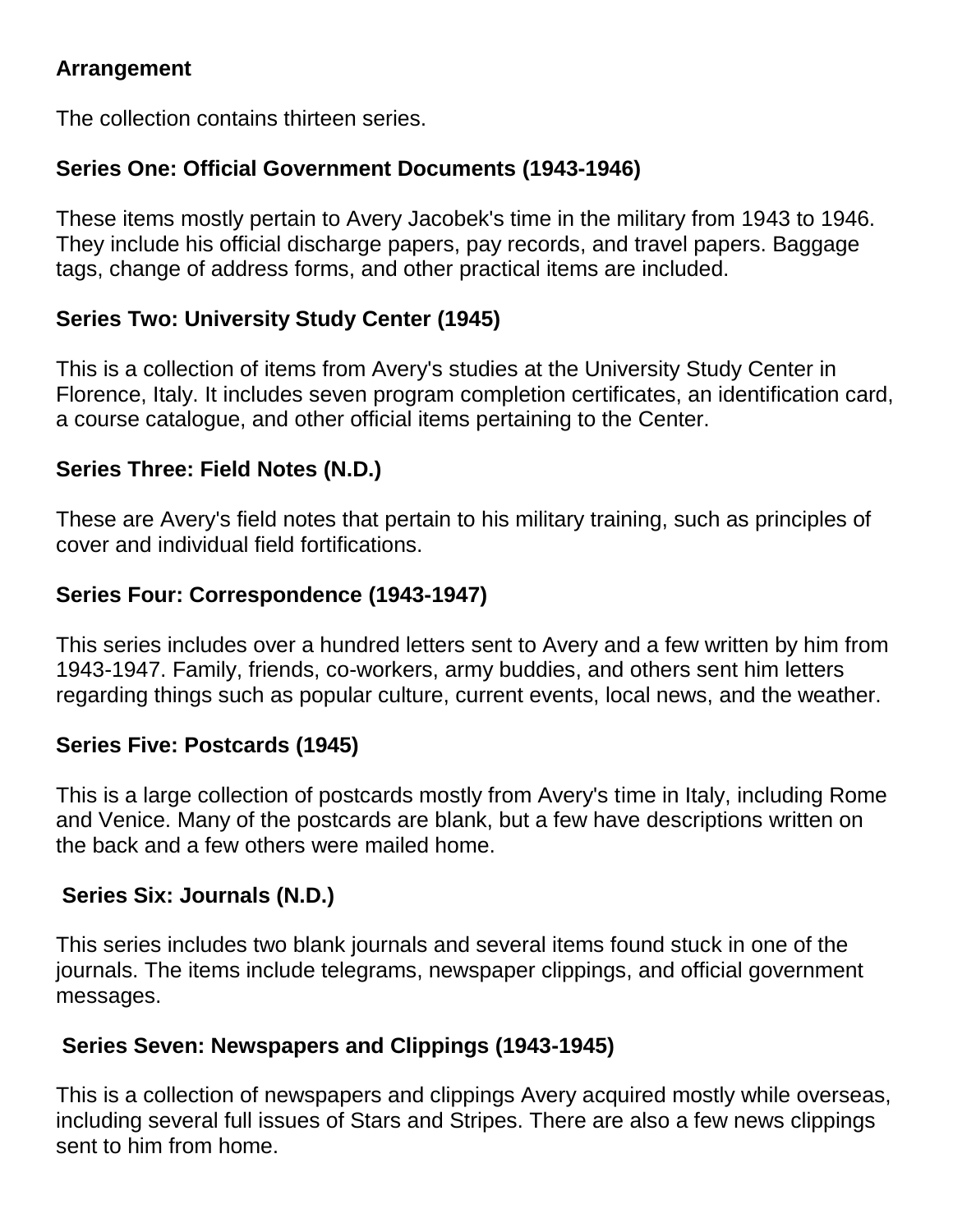## Arrangement

The collection contains thirteen series.

### Series One: Official Government Documents (1943-1946)

These items mostly pertain to Avery Jacobek's time in the military from 1943 to 1946. They include his official discharge papers, pay records, and travel papers. Baggage tags, change of address forms, and other practical items are included.

### Series Two: University Study Center (1945)

This is a collection of items from Avery's studies at the University Study Center in Florence, Italy. It includes seven program completion certificates, an identification card, a course catalogue, and other official items pertaining to the Center.

### Series Three: Field Notes (N.D.)

These are Avery's field notes that pertain to his military training, such as principles of cover and individual field fortifications.

### Series Four: Correspondence (1943-1947)

This series includes over a hundred letters sent to Avery and a few written by him from 1943-1947. Family, friends, co-workers, army buddies, and others sent him letters regarding things such as popular culture, current events, local news, and the weather.

### Series Five: Postcards (1945)

This is a large collection of postcards mostly from Avery's time in Italy, including Rome and Venice. Many of the postcards are blank, but a few have descriptions written on the back and a few others were mailed home.

### Series Six: Journals (N.D.)

This series includes two blank journals and several items found stuck in one of the journals. The items include telegrams, newspaper clippings, and official government messages.

### Series Seven: Newspapers and Clippings (1943-1945)

This is a collection of newspapers and clippings Avery acquired mostly while overseas, including several full issues of Stars and Stripes. There are also a few news clippings sent to him from home.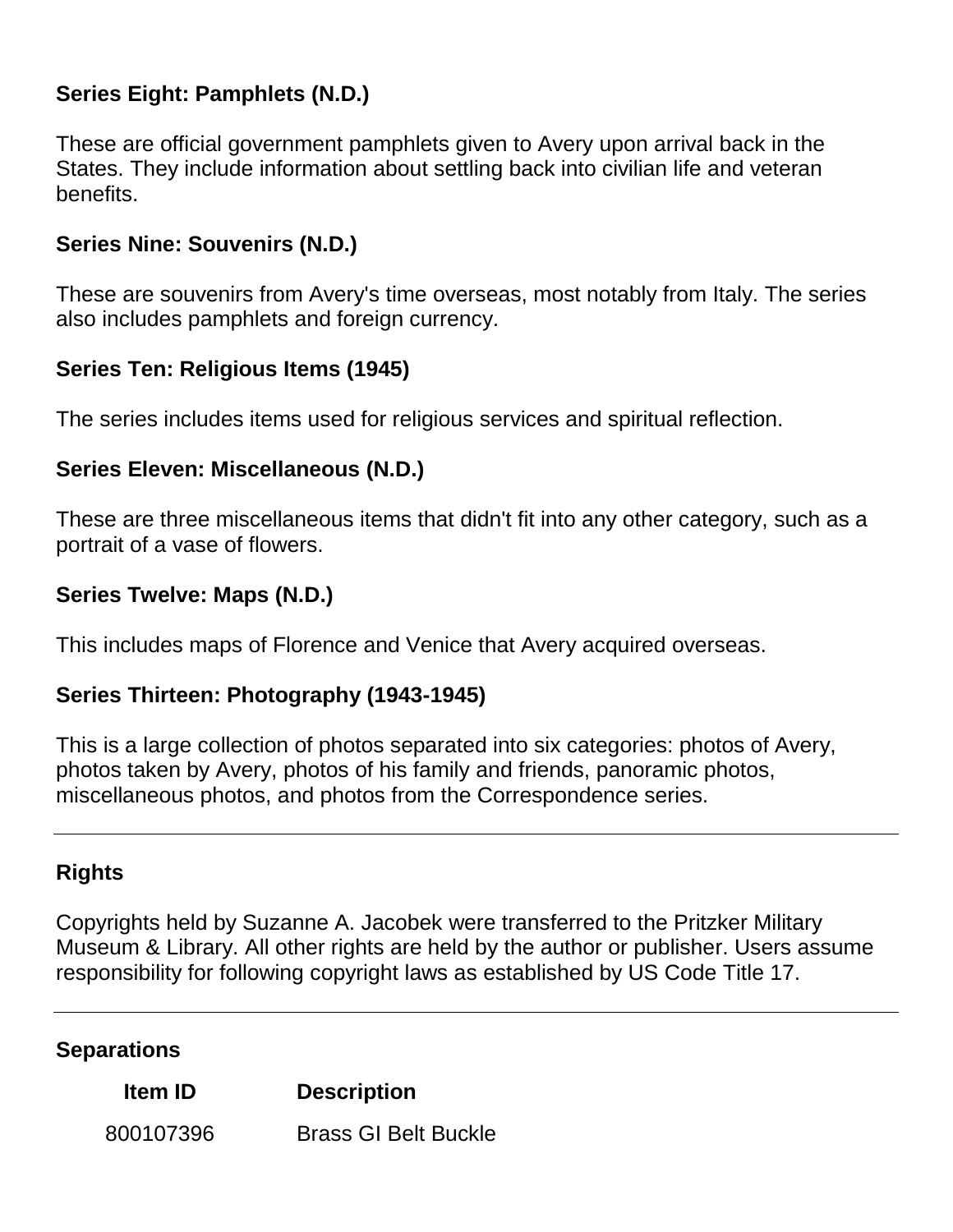### Series Eight: Pamphlets (N.D.)

These are official government pamphlets given to Avery upon arrival back in the States. They include information about settling back into civilian life and veteran benefits.

### Series Nine: Souvenirs (N.D.)

These are souvenirs from Avery's time overseas, most notably from Italy. The series also includes pamphlets and foreign currency.

### Series Ten: Religious Items (1945)

The series includes items used for religious services and spiritual reflection.

### Series Eleven: Miscellaneous (N.D.)

These are three miscellaneous items that didn't fit into any other category, such as a portrait of a vase of flowers.

### Series Twelve: Maps (N.D.)

This includes maps of Florence and Venice that Avery acquired overseas.

### Series Thirteen: Photography (1943-1945)

This is a large collection of photos separated into six categories: photos of Avery, photos taken by Avery, photos of his family and friends, panoramic photos, miscellaneous photos, and photos from the Correspondence series.

---

## Rights

Copyrights held by Suzanne A. Jacobek were transferred to the Pritzker Military Museum & Library. All other rights are held by the author or publisher. Users assume responsibility for following copyright laws as established by US Code Title 17.

---

## Separations

| Item ID | Description |
| --- | --- |
| 800107396 | Brass GI Belt Buckle |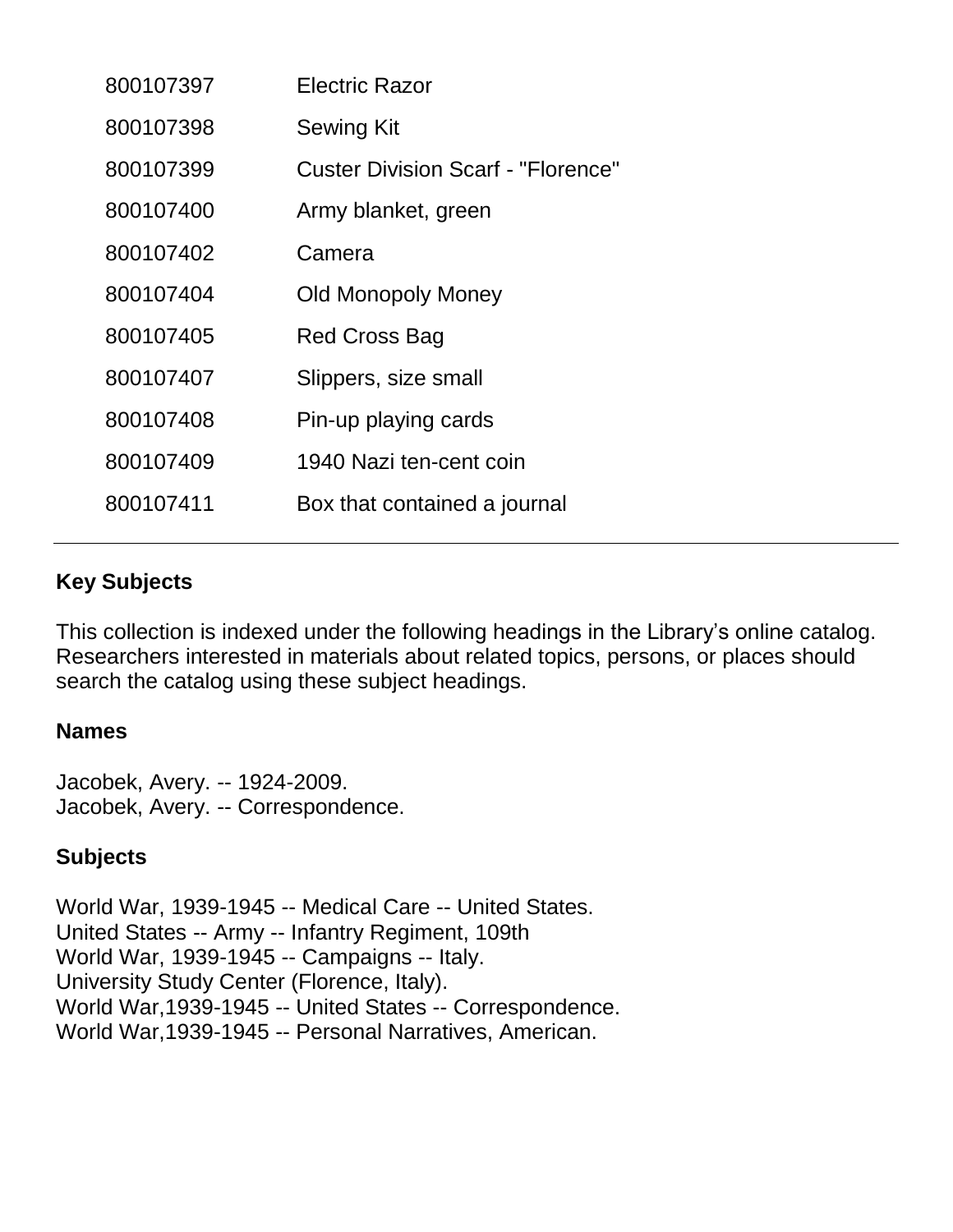| | |
|---|---|
| 800107397 | Electric Razor |
| 800107398 | Sewing Kit |
| 800107399 | Custer Division Scarf - "Florence" |
| 800107400 | Army blanket, green |
| 800107402 | Camera |
| 800107404 | Old Monopoly Money |
| 800107405 | Red Cross Bag |
| 800107407 | Slippers, size small |
| 800107408 | Pin-up playing cards |
| 800107409 | 1940 Nazi ten-cent coin |
| 800107411 | Box that contained a journal |

---

## Key Subjects

This collection is indexed under the following headings in the Library's online catalog. Researchers interested in materials about related topics, persons, or places should search the catalog using these subject headings.

### Names

Jacobek, Avery. -- 1924-2009.
Jacobek, Avery. -- Correspondence.

### Subjects

World War, 1939-1945 -- Medical Care -- United States.
United States -- Army -- Infantry Regiment, 109th
World War, 1939-1945 -- Campaigns -- Italy.
University Study Center (Florence, Italy).
World War,1939-1945 -- United States -- Correspondence.
World War,1939-1945 -- Personal Narratives, American.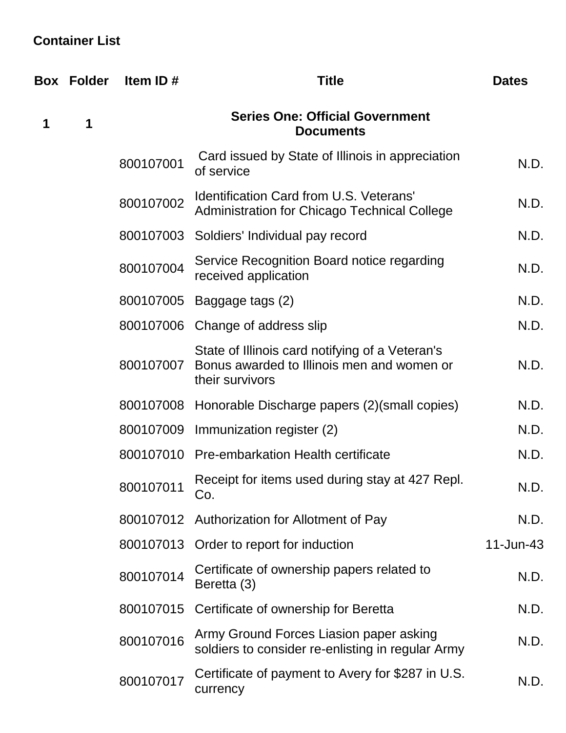## Container List

| Box | Folder | Item ID # | Title | Dates |
|---|---|---|---|---|
| 1 | 1 | | **Series One: Official Government Documents** | |
| | | 800107001 | Card issued by State of Illinois in appreciation of service | N.D. |
| | | 800107002 | Identification Card from U.S. Veterans' Administration for Chicago Technical College | N.D. |
| | | 800107003 | Soldiers' Individual pay record | N.D. |
| | | 800107004 | Service Recognition Board notice regarding received application | N.D. |
| | | 800107005 | Baggage tags (2) | N.D. |
| | | 800107006 | Change of address slip | N.D. |
| | | 800107007 | State of Illinois card notifying of a Veteran's Bonus awarded to Illinois men and women or their survivors | N.D. |
| | | 800107008 | Honorable Discharge papers (2)(small copies) | N.D. |
| | | 800107009 | Immunization register (2) | N.D. |
| | | 800107010 | Pre-embarkation Health certificate | N.D. |
| | | 800107011 | Receipt for items used during stay at 427 Repl. Co. | N.D. |
| | | 800107012 | Authorization for Allotment of Pay | N.D. |
| | | 800107013 | Order to report for induction | 11-Jun-43 |
| | | 800107014 | Certificate of ownership papers related to Beretta (3) | N.D. |
| | | 800107015 | Certificate of ownership for Beretta | N.D. |
| | | 800107016 | Army Ground Forces Liasion paper asking soldiers to consider re-enlisting in regular Army | N.D. |
| | | 800107017 | Certificate of payment to Avery for $287 in U.S. currency | N.D. |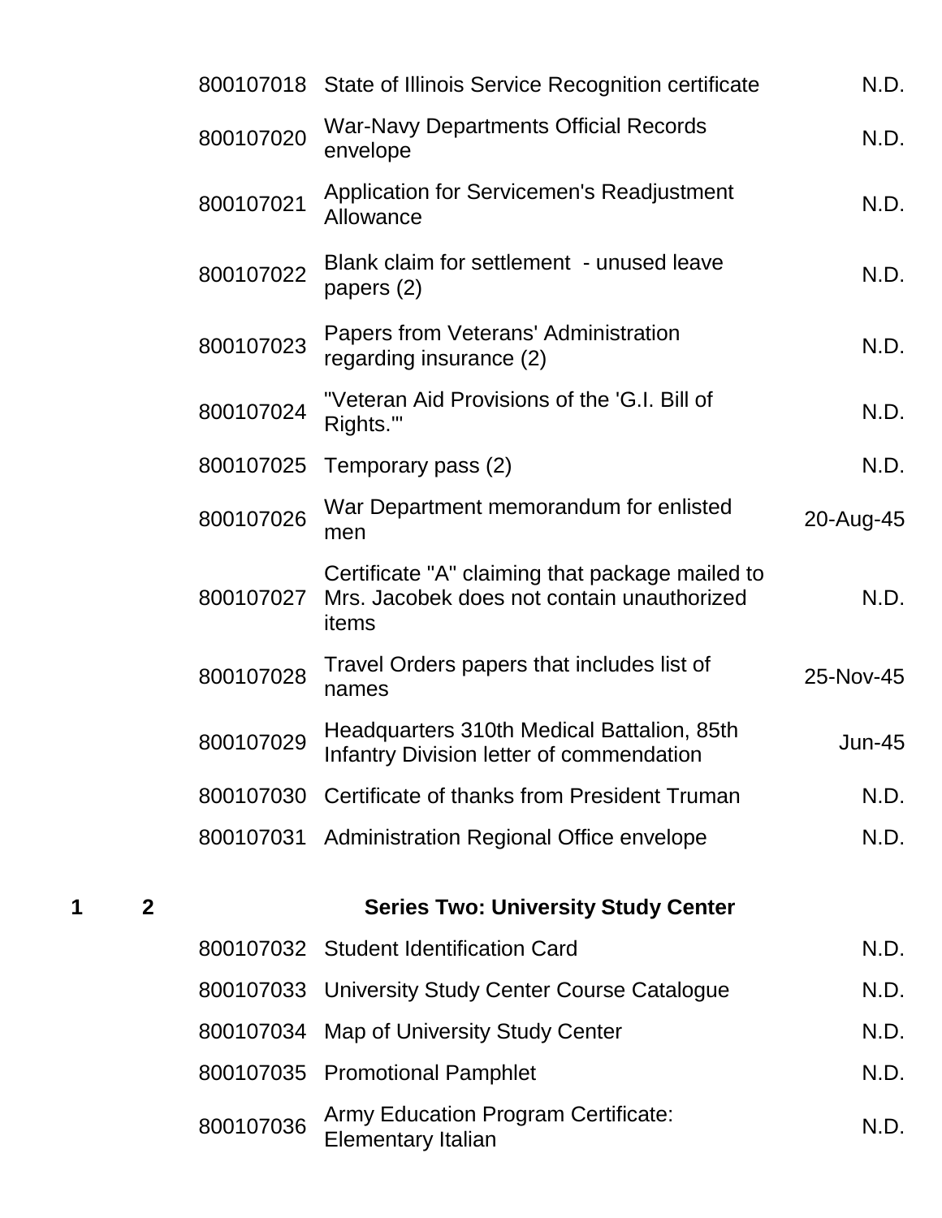| | | | | |
|---|---|---|---|---|
| | | 800107018 | State of Illinois Service Recognition certificate | N.D. |
| | | 800107020 | War-Navy Departments Official Records envelope | N.D. |
| | | 800107021 | Application for Servicemen's Readjustment Allowance | N.D. |
| | | 800107022 | Blank claim for settlement - unused leave papers (2) | N.D. |
| | | 800107023 | Papers from Veterans' Administration regarding insurance (2) | N.D. |
| | | 800107024 | "Veteran Aid Provisions of the 'G.I. Bill of Rights.'" | N.D. |
| | | 800107025 | Temporary pass (2) | N.D. |
| | | 800107026 | War Department memorandum for enlisted men | 20-Aug-45 |
| | | 800107027 | Certificate "A" claiming that package mailed to Mrs. Jacobek does not contain unauthorized items | N.D. |
| | | 800107028 | Travel Orders papers that includes list of names | 25-Nov-45 |
| | | 800107029 | Headquarters 310th Medical Battalion, 85th Infantry Division letter of commendation | Jun-45 |
| | | 800107030 | Certificate of thanks from President Truman | N.D. |
| | | 800107031 | Administration Regional Office envelope | N.D. |
| **1** | **2** | | **Series Two: University Study Center** | |
| | | 800107032 | Student Identification Card | N.D. |
| | | 800107033 | University Study Center Course Catalogue | N.D. |
| | | 800107034 | Map of University Study Center | N.D. |
| | | 800107035 | Promotional Pamphlet | N.D. |
| | | 800107036 | Army Education Program Certificate: Elementary Italian | N.D. |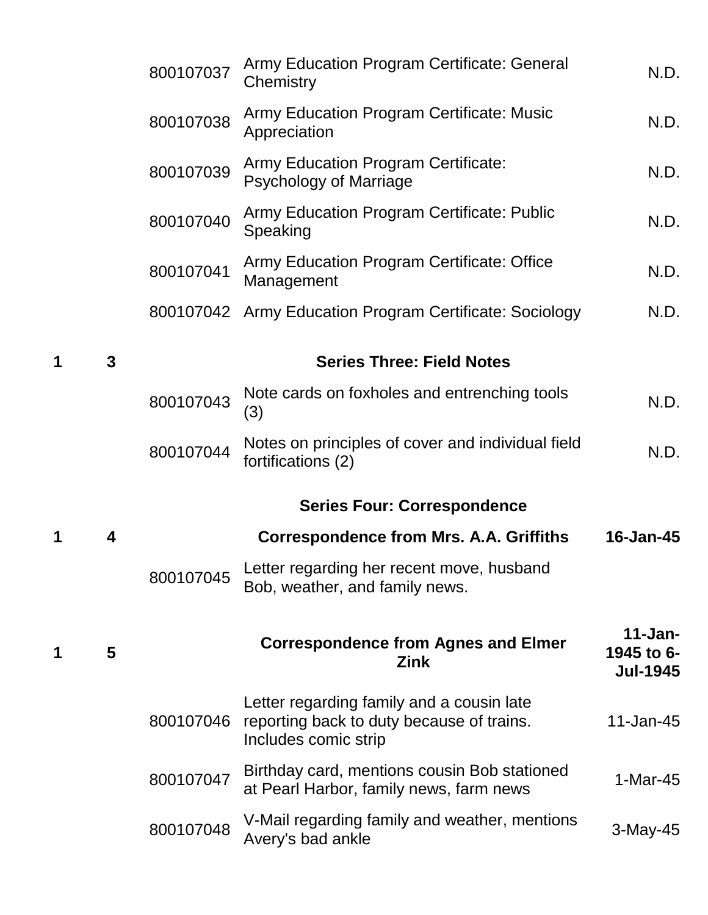| Box | Folder | Item ID | Description | Date |
|---|---|---|---|---|
| | | 800107037 | Army Education Program Certificate: General Chemistry | N.D. |
| | | 800107038 | Army Education Program Certificate: Music Appreciation | N.D. |
| | | 800107039 | Army Education Program Certificate: Psychology of Marriage | N.D. |
| | | 800107040 | Army Education Program Certificate: Public Speaking | N.D. |
| | | 800107041 | Army Education Program Certificate: Office Management | N.D. |
| | | 800107042 | Army Education Program Certificate: Sociology | N.D. |
| **1** | **3** | | **Series Three: Field Notes** | |
| | | 800107043 | Note cards on foxholes and entrenching tools (3) | N.D. |
| | | 800107044 | Notes on principles of cover and individual field fortifications (2) | N.D. |
| | | | **Series Four: Correspondence** | |
| **1** | **4** | | **Correspondence from Mrs. A.A. Griffiths** | **16-Jan-45** |
| | | 800107045 | Letter regarding her recent move, husband Bob, weather, and family news. | |
| **1** | **5** | | **Correspondence from Agnes and Elmer Zink** | **11-Jan-1945 to 6-Jul-1945** |
| | | 800107046 | Letter regarding family and a cousin late reporting back to duty because of trains. Includes comic strip | 11-Jan-45 |
| | | 800107047 | Birthday card, mentions cousin Bob stationed at Pearl Harbor, family news, farm news | 1-Mar-45 |
| | | 800107048 | V-Mail regarding family and weather, mentions Avery's bad ankle | 3-May-45 |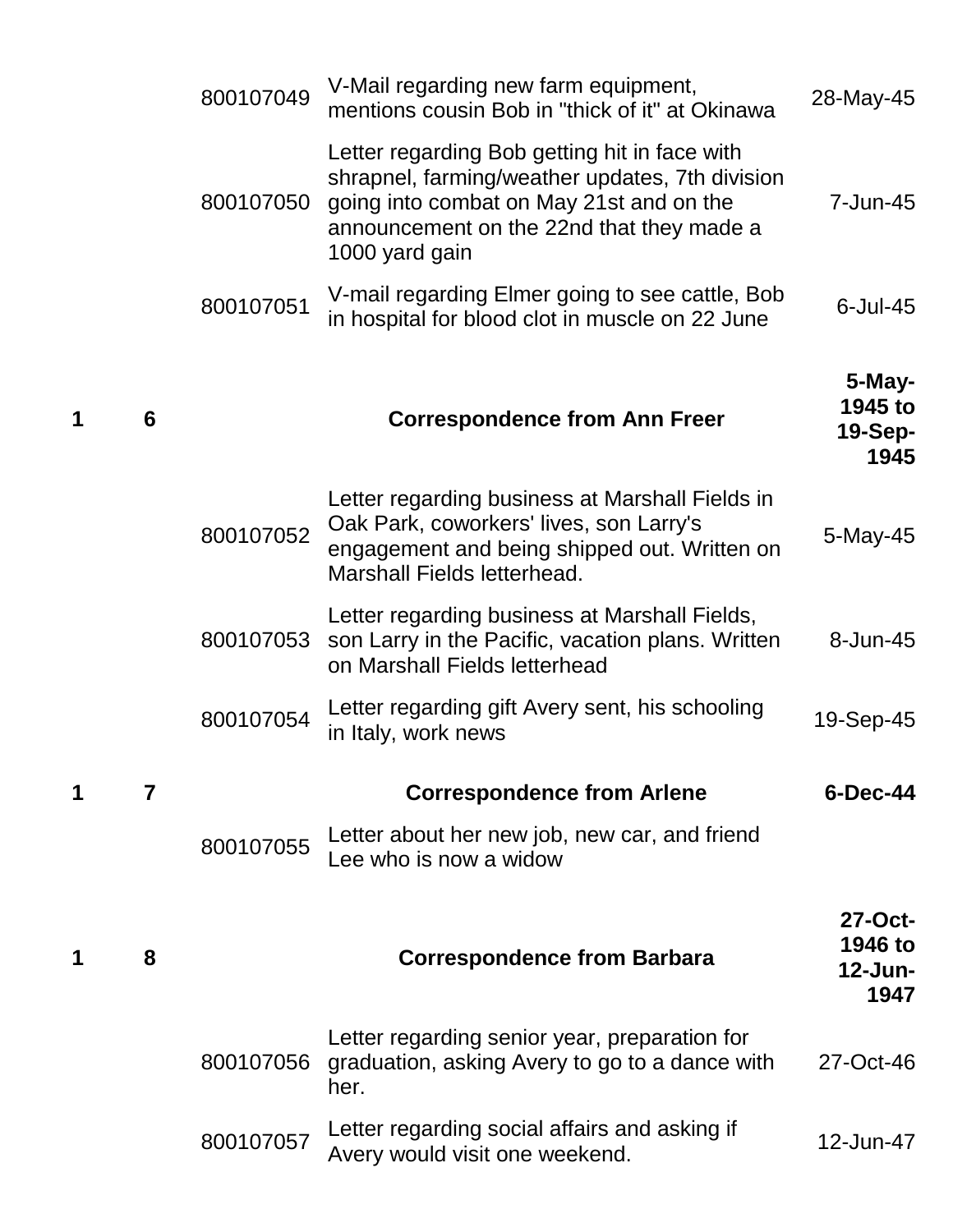| Box | Folder | Item | Description | Date |
|---|---|---|---|---|
| | | 800107049 | V-Mail regarding new farm equipment, mentions cousin Bob in "thick of it" at Okinawa | 28-May-45 |
| | | 800107050 | Letter regarding Bob getting hit in face with shrapnel, farming/weather updates, 7th division going into combat on May 21st and on the announcement on the 22nd that they made a 1000 yard gain | 7-Jun-45 |
| | | 800107051 | V-mail regarding Elmer going to see cattle, Bob in hospital for blood clot in muscle on 22 June | 6-Jul-45 |
| **1** | **6** | | **Correspondence from Ann Freer** | **5-May-1945 to 19-Sep-1945** |
| | | 800107052 | Letter regarding business at Marshall Fields in Oak Park, coworkers' lives, son Larry's engagement and being shipped out. Written on Marshall Fields letterhead. | 5-May-45 |
| | | 800107053 | Letter regarding business at Marshall Fields, son Larry in the Pacific, vacation plans. Written on Marshall Fields letterhead | 8-Jun-45 |
| | | 800107054 | Letter regarding gift Avery sent, his schooling in Italy, work news | 19-Sep-45 |
| **1** | **7** | | **Correspondence from Arlene** | **6-Dec-44** |
| | | 800107055 | Letter about her new job, new car, and friend Lee who is now a widow | |
| **1** | **8** | | **Correspondence from Barbara** | **27-Oct-1946 to 12-Jun-1947** |
| | | 800107056 | Letter regarding senior year, preparation for graduation, asking Avery to go to a dance with her. | 27-Oct-46 |
| | | 800107057 | Letter regarding social affairs and asking if Avery would visit one weekend. | 12-Jun-47 |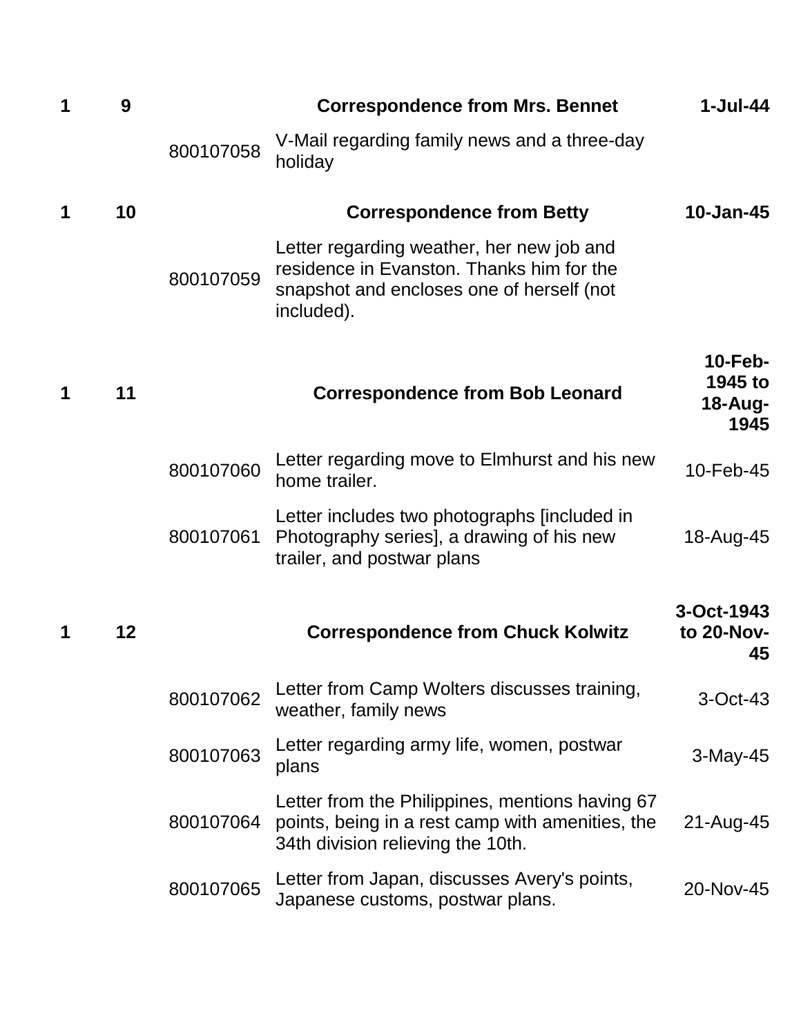| | | | | |
|---|---|---|---|---|
| **1** | **9** | | **Correspondence from Mrs. Bennet** | **1-Jul-44** |
| | | 800107058 | V-Mail regarding family news and a three-day holiday | |
| **1** | **10** | | **Correspondence from Betty** | **10-Jan-45** |
| | | 800107059 | Letter regarding weather, her new job and residence in Evanston. Thanks him for the snapshot and encloses one of herself (not included). | |
| **1** | **11** | | **Correspondence from Bob Leonard** | **10-Feb-1945 to 18-Aug-1945** |
| | | 800107060 | Letter regarding move to Elmhurst and his new home trailer. | 10-Feb-45 |
| | | 800107061 | Letter includes two photographs [included in Photography series], a drawing of his new trailer, and postwar plans | 18-Aug-45 |
| **1** | **12** | | **Correspondence from Chuck Kolwitz** | **3-Oct-1943 to 20-Nov-45** |
| | | 800107062 | Letter from Camp Wolters discusses training, weather, family news | 3-Oct-43 |
| | | 800107063 | Letter regarding army life, women, postwar plans | 3-May-45 |
| | | 800107064 | Letter from the Philippines, mentions having 67 points, being in a rest camp with amenities, the 34th division relieving the 10th. | 21-Aug-45 |
| | | 800107065 | Letter from Japan, discusses Avery's points, Japanese customs, postwar plans. | 20-Nov-45 |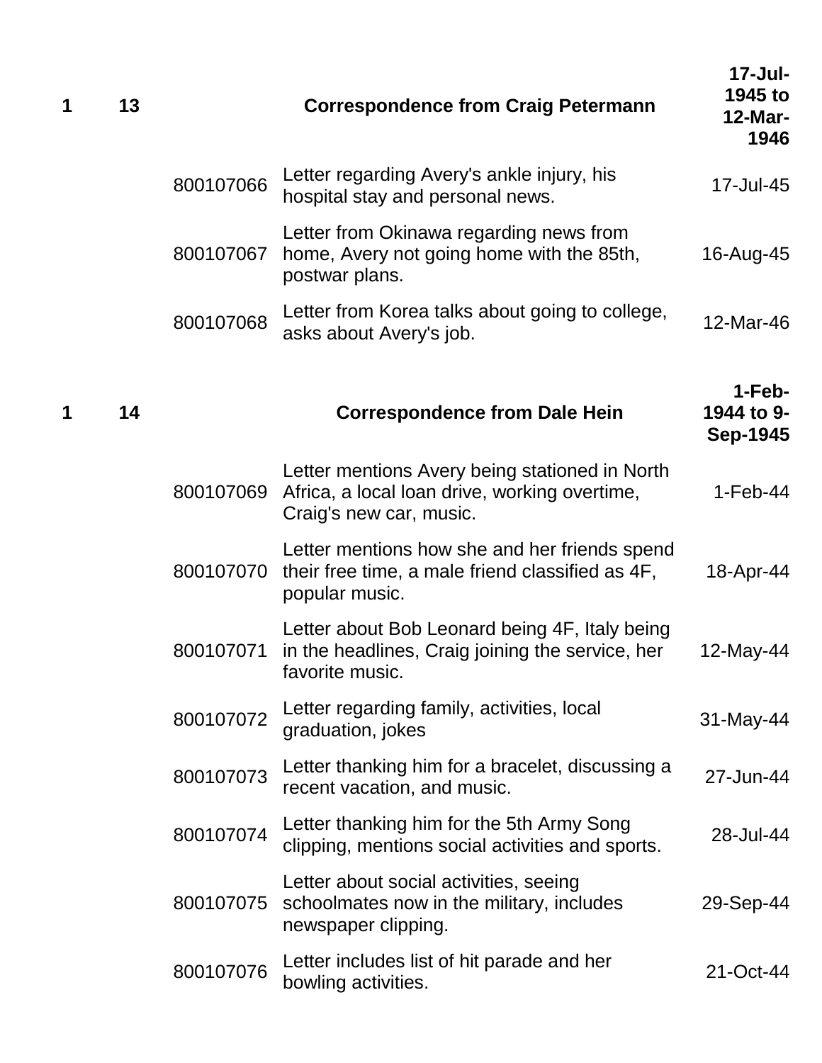| Box | Folder | Item ID | Description | Date |
|---|---|---|---|---|
| **1** | **13** | | **Correspondence from Craig Petermann** | **17-Jul-1945 to 12-Mar-1946** |
| | | 800107066 | Letter regarding Avery's ankle injury, his hospital stay and personal news. | 17-Jul-45 |
| | | 800107067 | Letter from Okinawa regarding news from home, Avery not going home with the 85th, postwar plans. | 16-Aug-45 |
| | | 800107068 | Letter from Korea talks about going to college, asks about Avery's job. | 12-Mar-46 |
| **1** | **14** | | **Correspondence from Dale Hein** | **1-Feb-1944 to 9-Sep-1945** |
| | | 800107069 | Letter mentions Avery being stationed in North Africa, a local loan drive, working overtime, Craig's new car, music. | 1-Feb-44 |
| | | 800107070 | Letter mentions how she and her friends spend their free time, a male friend classified as 4F, popular music. | 18-Apr-44 |
| | | 800107071 | Letter about Bob Leonard being 4F, Italy being in the headlines, Craig joining the service, her favorite music. | 12-May-44 |
| | | 800107072 | Letter regarding family, activities, local graduation, jokes | 31-May-44 |
| | | 800107073 | Letter thanking him for a bracelet, discussing a recent vacation, and music. | 27-Jun-44 |
| | | 800107074 | Letter thanking him for the 5th Army Song clipping, mentions social activities and sports. | 28-Jul-44 |
| | | 800107075 | Letter about social activities, seeing schoolmates now in the military, includes newspaper clipping. | 29-Sep-44 |
| | | 800107076 | Letter includes list of hit parade and her bowling activities. | 21-Oct-44 |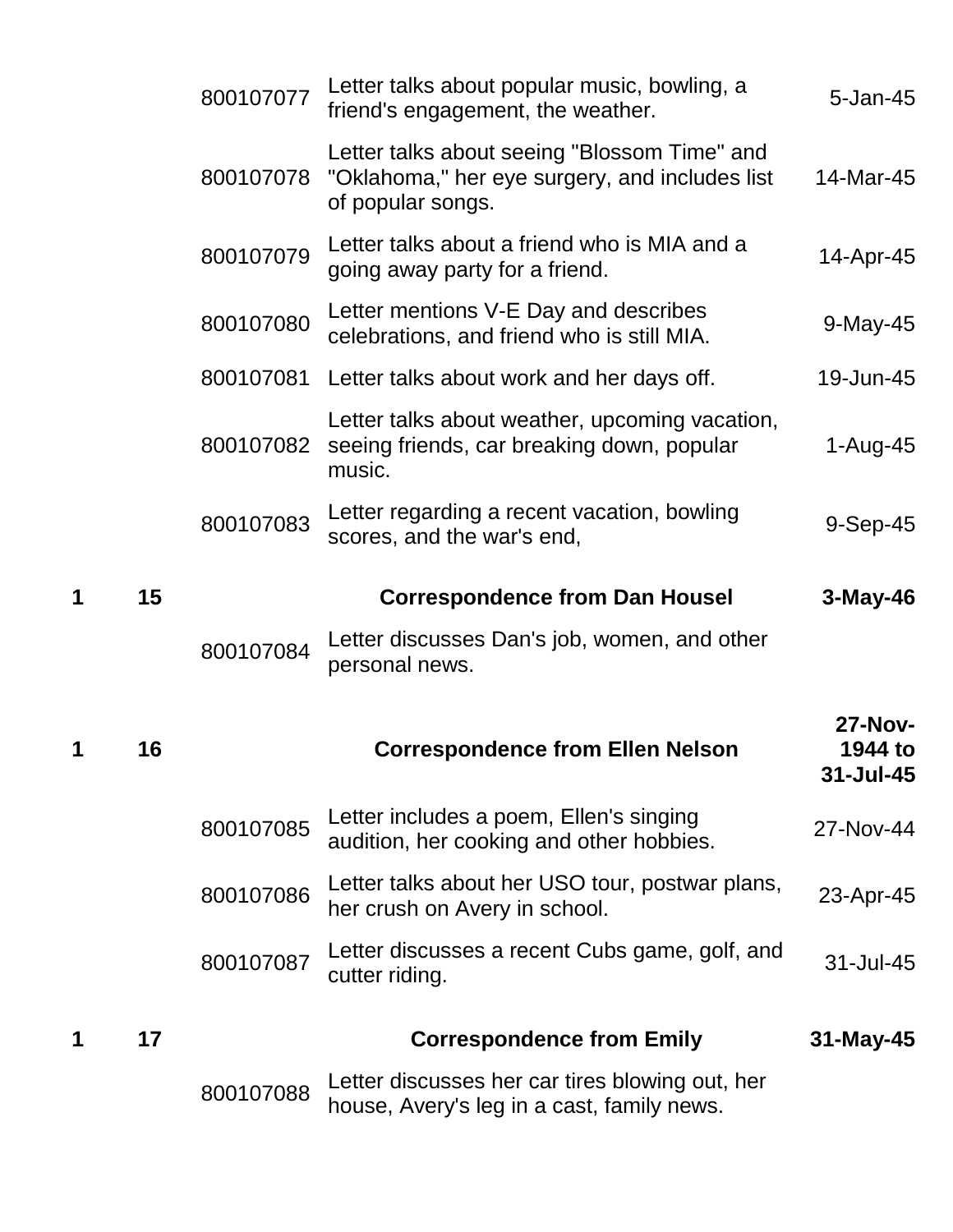| Box | Folder | Item | Description | Date |
| --- | --- | --- | --- | --- |
| | | 800107077 | Letter talks about popular music, bowling, a friend's engagement, the weather. | 5-Jan-45 |
| | | 800107078 | Letter talks about seeing "Blossom Time" and "Oklahoma," her eye surgery, and includes list of popular songs. | 14-Mar-45 |
| | | 800107079 | Letter talks about a friend who is MIA and a going away party for a friend. | 14-Apr-45 |
| | | 800107080 | Letter mentions V-E Day and describes celebrations, and friend who is still MIA. | 9-May-45 |
| | | 800107081 | Letter talks about work and her days off. | 19-Jun-45 |
| | | 800107082 | Letter talks about weather, upcoming vacation, seeing friends, car breaking down, popular music. | 1-Aug-45 |
| | | 800107083 | Letter regarding a recent vacation, bowling scores, and the war's end, | 9-Sep-45 |
| **1** | **15** | | **Correspondence from Dan Housel** | **3-May-46** |
| | | 800107084 | Letter discusses Dan's job, women, and other personal news. | |
| **1** | **16** | | **Correspondence from Ellen Nelson** | **27-Nov-1944 to 31-Jul-45** |
| | | 800107085 | Letter includes a poem, Ellen's singing audition, her cooking and other hobbies. | 27-Nov-44 |
| | | 800107086 | Letter talks about her USO tour, postwar plans, her crush on Avery in school. | 23-Apr-45 |
| | | 800107087 | Letter discusses a recent Cubs game, golf, and cutter riding. | 31-Jul-45 |
| **1** | **17** | | **Correspondence from Emily** | **31-May-45** |
| | | 800107088 | Letter discusses her car tires blowing out, her house, Avery's leg in a cast, family news. | |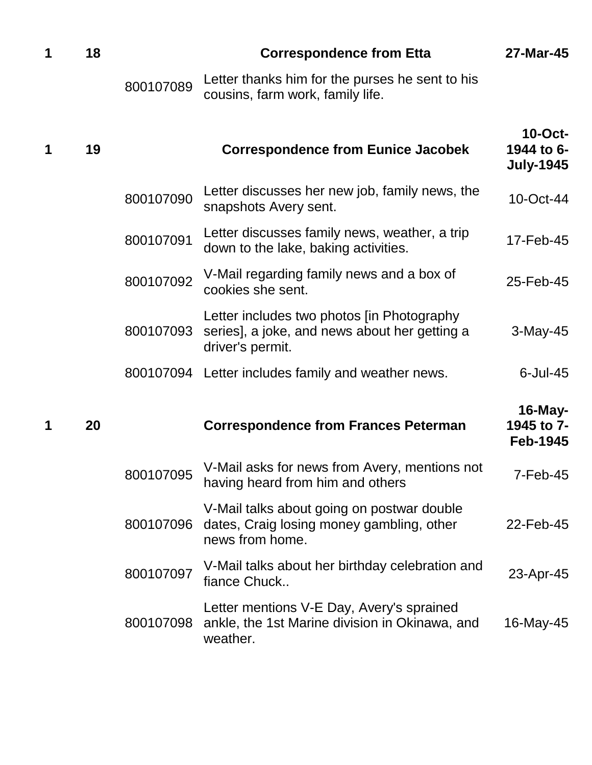| | | | | |
|---|---|---|---|---|
| 1 | 18 | | **Correspondence from Etta** | **27-Mar-45** |
| | | 800107089 | Letter thanks him for the purses he sent to his cousins, farm work, family life. | |
| 1 | 19 | | **Correspondence from Eunice Jacobek** | **10-Oct-1944 to 6-July-1945** |
| | | 800107090 | Letter discusses her new job, family news, the snapshots Avery sent. | 10-Oct-44 |
| | | 800107091 | Letter discusses family news, weather, a trip down to the lake, baking activities. | 17-Feb-45 |
| | | 800107092 | V-Mail regarding family news and a box of cookies she sent. | 25-Feb-45 |
| | | 800107093 | Letter includes two photos [in Photography series], a joke, and news about her getting a driver's permit. | 3-May-45 |
| | | 800107094 | Letter includes family and weather news. | 6-Jul-45 |
| 1 | 20 | | **Correspondence from Frances Peterman** | **16-May-1945 to 7-Feb-1945** |
| | | 800107095 | V-Mail asks for news from Avery, mentions not having heard from him and others | 7-Feb-45 |
| | | 800107096 | V-Mail talks about going on postwar double dates, Craig losing money gambling, other news from home. | 22-Feb-45 |
| | | 800107097 | V-Mail talks about her birthday celebration and fiance Chuck.. | 23-Apr-45 |
| | | 800107098 | Letter mentions V-E Day, Avery's sprained ankle, the 1st Marine division in Okinawa, and weather. | 16-May-45 |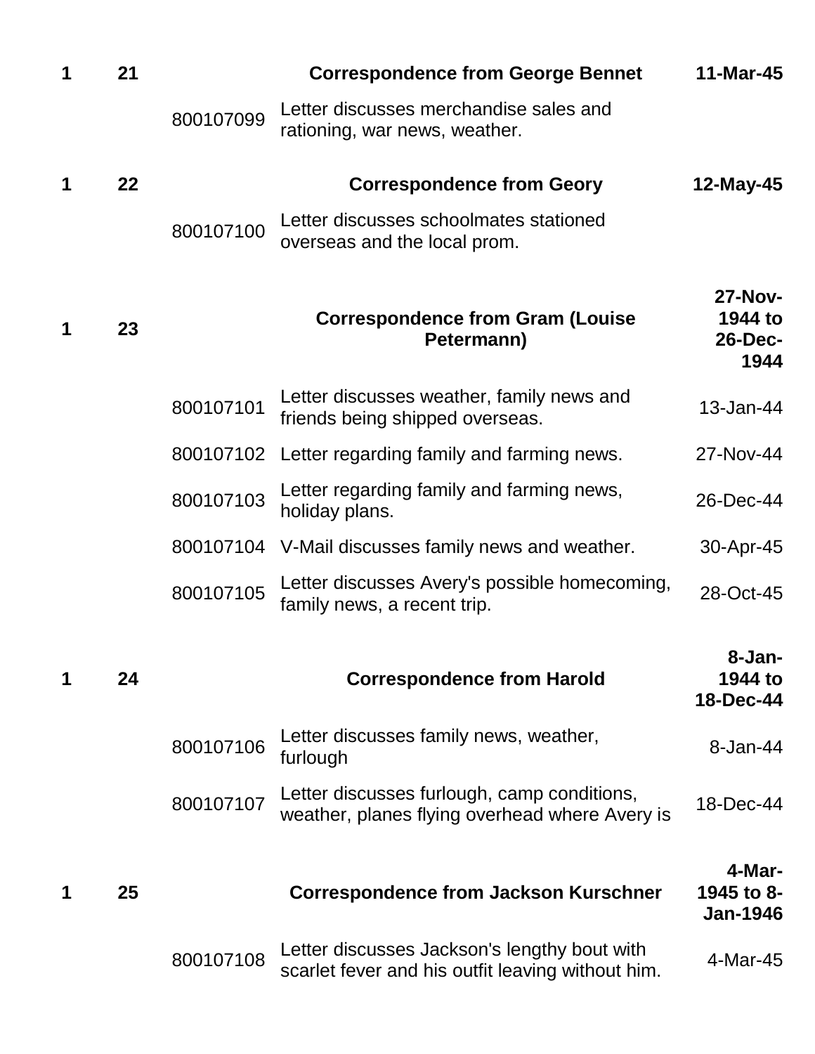| | | | | |
|---|---|---|---|---|
| 1 | 21 | | **Correspondence from George Bennet** | **11-Mar-45** |
| | | 800107099 | Letter discusses merchandise sales and rationing, war news, weather. | |
| 1 | 22 | | **Correspondence from Geory** | **12-May-45** |
| | | 800107100 | Letter discusses schoolmates stationed overseas and the local prom. | |
| 1 | 23 | | **Correspondence from Gram (Louise Petermann)** | **27-Nov-1944 to 26-Dec-1944** |
| | | 800107101 | Letter discusses weather, family news and friends being shipped overseas. | 13-Jan-44 |
| | | 800107102 | Letter regarding family and farming news. | 27-Nov-44 |
| | | 800107103 | Letter regarding family and farming news, holiday plans. | 26-Dec-44 |
| | | 800107104 | V-Mail discusses family news and weather. | 30-Apr-45 |
| | | 800107105 | Letter discusses Avery's possible homecoming, family news, a recent trip. | 28-Oct-45 |
| 1 | 24 | | **Correspondence from Harold** | **8-Jan-1944 to 18-Dec-44** |
| | | 800107106 | Letter discusses family news, weather, furlough | 8-Jan-44 |
| | | 800107107 | Letter discusses furlough, camp conditions, weather, planes flying overhead where Avery is | 18-Dec-44 |
| 1 | 25 | | **Correspondence from Jackson Kurschner** | **4-Mar-1945 to 8-Jan-1946** |
| | | 800107108 | Letter discusses Jackson's lengthy bout with scarlet fever and his outfit leaving without him. | 4-Mar-45 |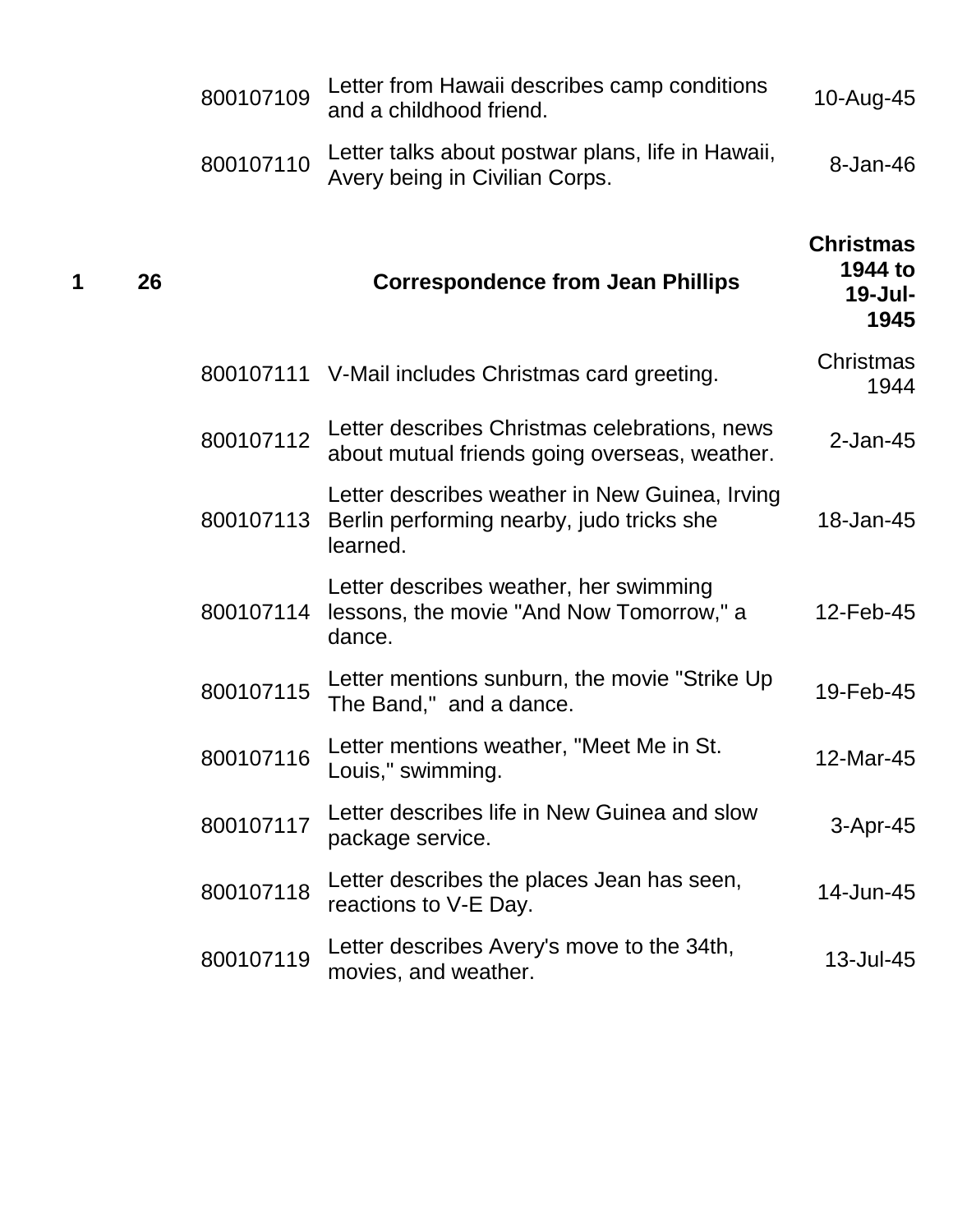| Box | Folder | Item | Description | Date |
|---|---|---|---|---|
| | | 800107109 | Letter from Hawaii describes camp conditions and a childhood friend. | 10-Aug-45 |
| | | 800107110 | Letter talks about postwar plans, life in Hawaii, Avery being in Civilian Corps. | 8-Jan-46 |
| **1** | **26** | | **Correspondence from Jean Phillips** | **Christmas 1944 to 19-Jul-1945** |
| | | 800107111 | V-Mail includes Christmas card greeting. | Christmas 1944 |
| | | 800107112 | Letter describes Christmas celebrations, news about mutual friends going overseas, weather. | 2-Jan-45 |
| | | 800107113 | Letter describes weather in New Guinea, Irving Berlin performing nearby, judo tricks she learned. | 18-Jan-45 |
| | | 800107114 | Letter describes weather, her swimming lessons, the movie "And Now Tomorrow," a dance. | 12-Feb-45 |
| | | 800107115 | Letter mentions sunburn, the movie "Strike Up The Band," and a dance. | 19-Feb-45 |
| | | 800107116 | Letter mentions weather, "Meet Me in St. Louis," swimming. | 12-Mar-45 |
| | | 800107117 | Letter describes life in New Guinea and slow package service. | 3-Apr-45 |
| | | 800107118 | Letter describes the places Jean has seen, reactions to V-E Day. | 14-Jun-45 |
| | | 800107119 | Letter describes Avery's move to the 34th, movies, and weather. | 13-Jul-45 |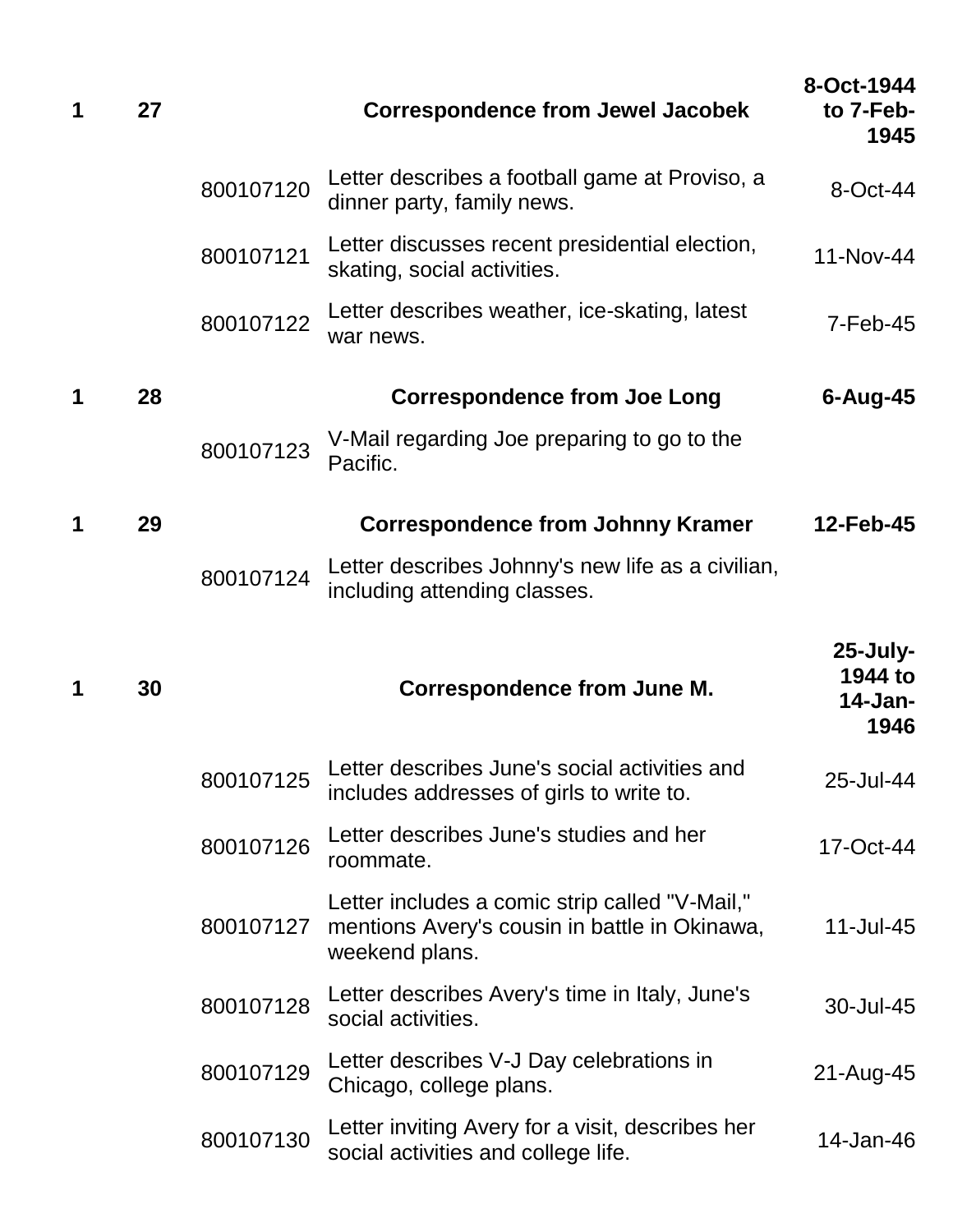| | | | | |
|---|---|---|---|---|
| **1** | **27** | | **Correspondence from Jewel Jacobek** | **8-Oct-1944 to 7-Feb-1945** |
| | | 800107120 | Letter describes a football game at Proviso, a dinner party, family news. | 8-Oct-44 |
| | | 800107121 | Letter discusses recent presidential election, skating, social activities. | 11-Nov-44 |
| | | 800107122 | Letter describes weather, ice-skating, latest war news. | 7-Feb-45 |
| **1** | **28** | | **Correspondence from Joe Long** | **6-Aug-45** |
| | | 800107123 | V-Mail regarding Joe preparing to go to the Pacific. | |
| **1** | **29** | | **Correspondence from Johnny Kramer** | **12-Feb-45** |
| | | 800107124 | Letter describes Johnny's new life as a civilian, including attending classes. | |
| **1** | **30** | | **Correspondence from June M.** | **25-July-1944 to 14-Jan-1946** |
| | | 800107125 | Letter describes June's social activities and includes addresses of girls to write to. | 25-Jul-44 |
| | | 800107126 | Letter describes June's studies and her roommate. | 17-Oct-44 |
| | | 800107127 | Letter includes a comic strip called "V-Mail," mentions Avery's cousin in battle in Okinawa, weekend plans. | 11-Jul-45 |
| | | 800107128 | Letter describes Avery's time in Italy, June's social activities. | 30-Jul-45 |
| | | 800107129 | Letter describes V-J Day celebrations in Chicago, college plans. | 21-Aug-45 |
| | | 800107130 | Letter inviting Avery for a visit, describes her social activities and college life. | 14-Jan-46 |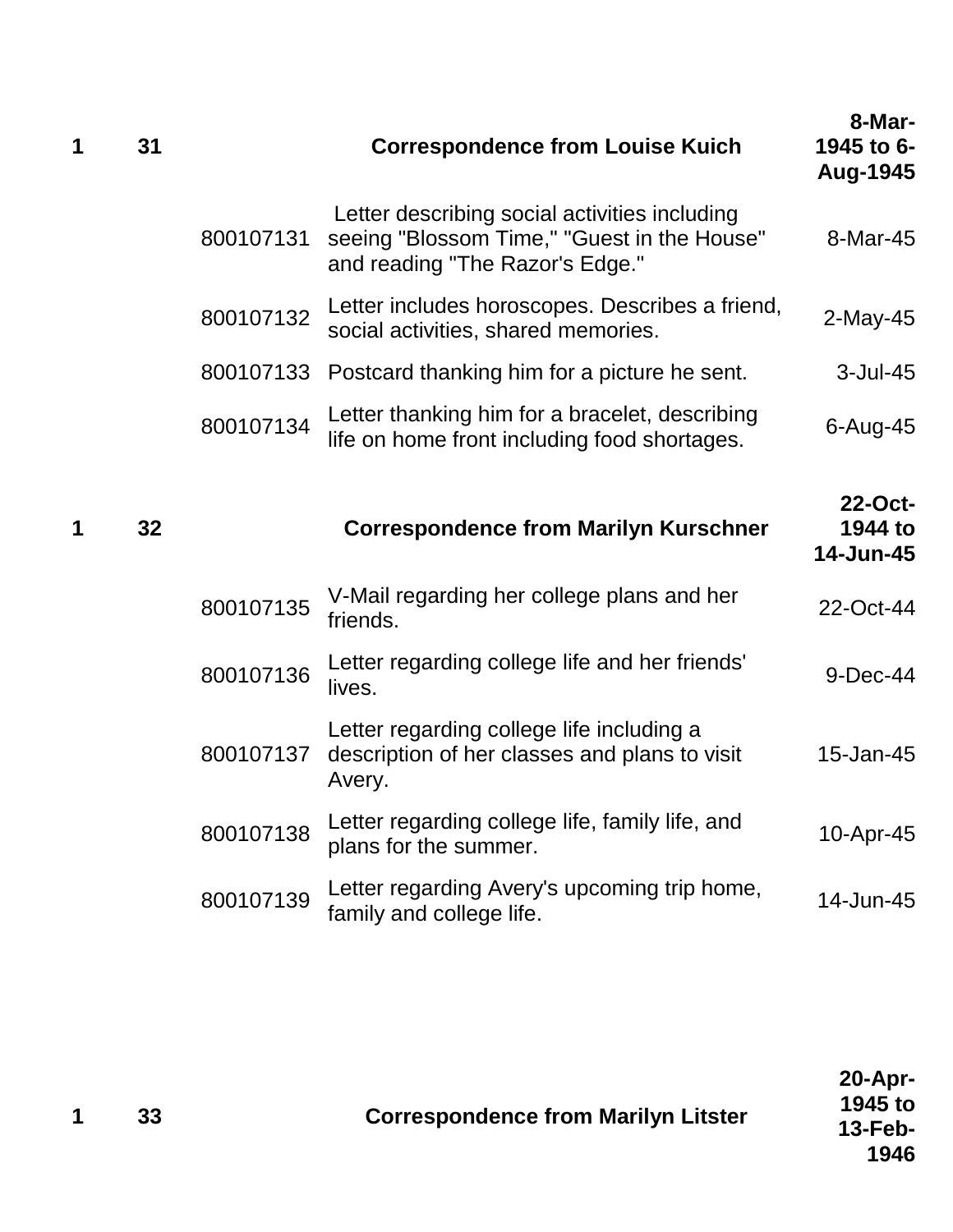| | | | | |
|---|---|---|---|---|
| **1** | **31** | | **Correspondence from Louise Kuich** | **8-Mar-1945 to 6-Aug-1945** |
| | | 800107131 | Letter describing social activities including seeing "Blossom Time," "Guest in the House" and reading "The Razor's Edge." | 8-Mar-45 |
| | | 800107132 | Letter includes horoscopes. Describes a friend, social activities, shared memories. | 2-May-45 |
| | | 800107133 | Postcard thanking him for a picture he sent. | 3-Jul-45 |
| | | 800107134 | Letter thanking him for a bracelet, describing life on home front including food shortages. | 6-Aug-45 |
| **1** | **32** | | **Correspondence from Marilyn Kurschner** | **22-Oct-1944 to 14-Jun-45** |
| | | 800107135 | V-Mail regarding her college plans and her friends. | 22-Oct-44 |
| | | 800107136 | Letter regarding college life and her friends' lives. | 9-Dec-44 |
| | | 800107137 | Letter regarding college life including a description of her classes and plans to visit Avery. | 15-Jan-45 |
| | | 800107138 | Letter regarding college life, family life, and plans for the summer. | 10-Apr-45 |
| | | 800107139 | Letter regarding Avery's upcoming trip home, family and college life. | 14-Jun-45 |
| **1** | **33** | | **Correspondence from Marilyn Litster** | **20-Apr-1945 to 13-Feb-1946** |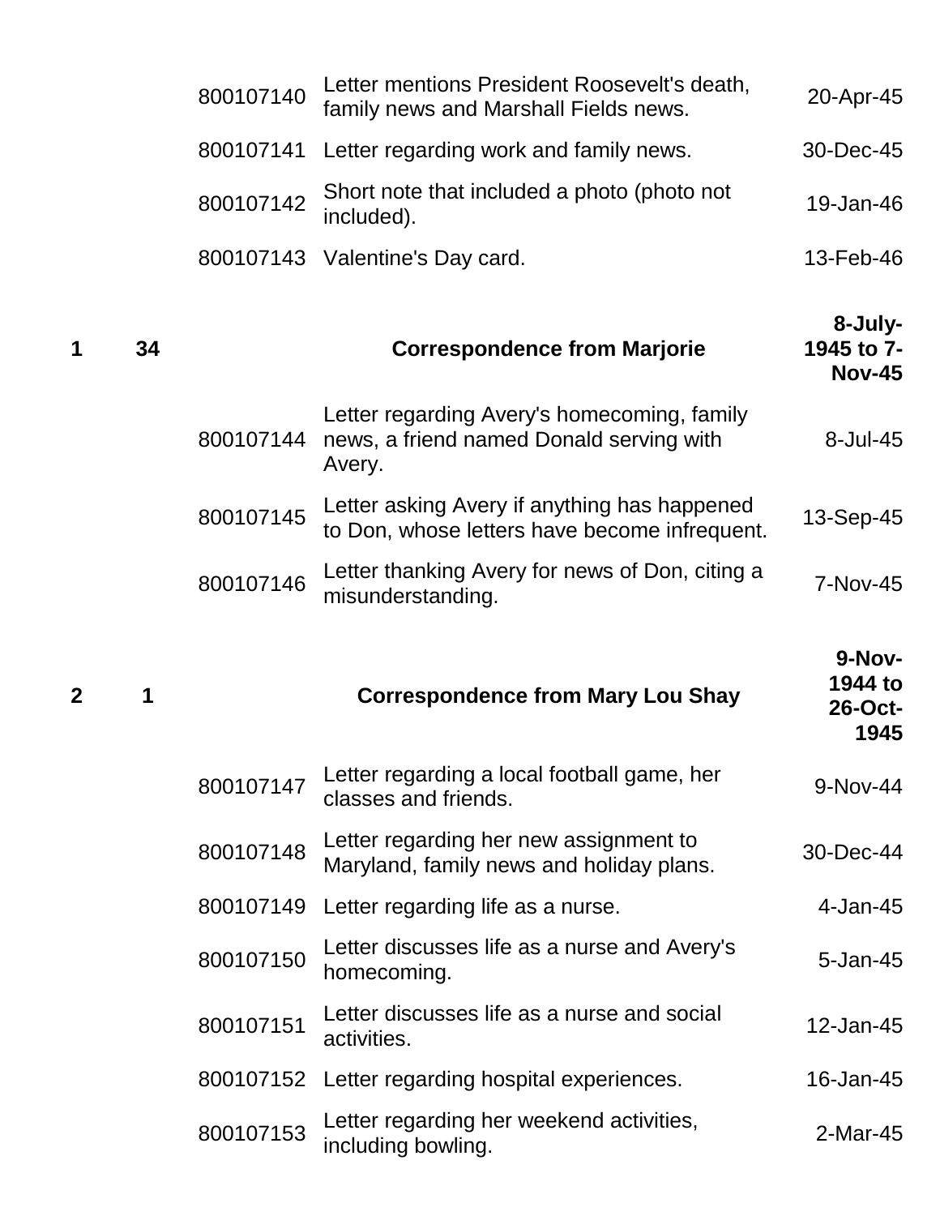| | | | | |
|---|---|---|---|---|
| | | 800107140 | Letter mentions President Roosevelt's death, family news and Marshall Fields news. | 20-Apr-45 |
| | | 800107141 | Letter regarding work and family news. | 30-Dec-45 |
| | | 800107142 | Short note that included a photo (photo not included). | 19-Jan-46 |
| | | 800107143 | Valentine's Day card. | 13-Feb-46 |
| **1** | **34** | | **Correspondence from Marjorie** | **8-July-1945 to 7-Nov-45** |
| | | 800107144 | Letter regarding Avery's homecoming, family news, a friend named Donald serving with Avery. | 8-Jul-45 |
| | | 800107145 | Letter asking Avery if anything has happened to Don, whose letters have become infrequent. | 13-Sep-45 |
| | | 800107146 | Letter thanking Avery for news of Don, citing a misunderstanding. | 7-Nov-45 |
| **2** | **1** | | **Correspondence from Mary Lou Shay** | **9-Nov-1944 to 26-Oct-1945** |
| | | 800107147 | Letter regarding a local football game, her classes and friends. | 9-Nov-44 |
| | | 800107148 | Letter regarding her new assignment to Maryland, family news and holiday plans. | 30-Dec-44 |
| | | 800107149 | Letter regarding life as a nurse. | 4-Jan-45 |
| | | 800107150 | Letter discusses life as a nurse and Avery's homecoming. | 5-Jan-45 |
| | | 800107151 | Letter discusses life as a nurse and social activities. | 12-Jan-45 |
| | | 800107152 | Letter regarding hospital experiences. | 16-Jan-45 |
| | | 800107153 | Letter regarding her weekend activities, including bowling. | 2-Mar-45 |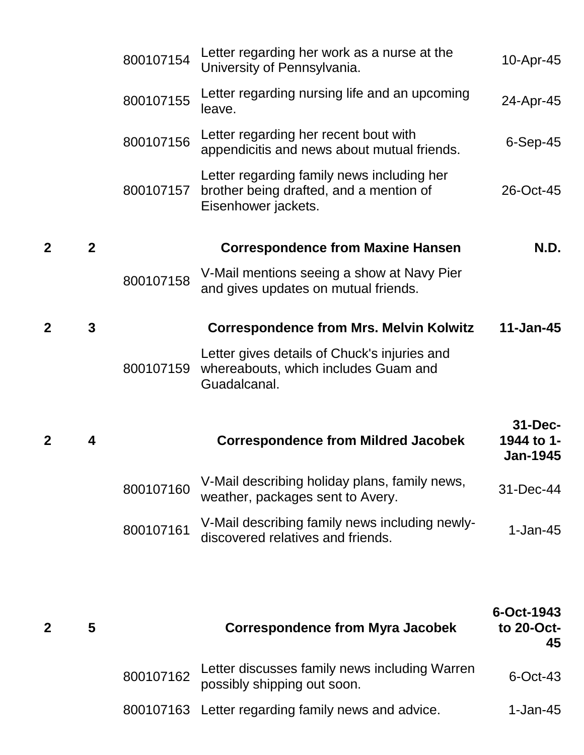| | | | | |
|---|---|---|---|---|
| | | 800107154 | Letter regarding her work as a nurse at the University of Pennsylvania. | 10-Apr-45 |
| | | 800107155 | Letter regarding nursing life and an upcoming leave. | 24-Apr-45 |
| | | 800107156 | Letter regarding her recent bout with appendicitis and news about mutual friends. | 6-Sep-45 |
| | | 800107157 | Letter regarding family news including her brother being drafted, and a mention of Eisenhower jackets. | 26-Oct-45 |
| **2** | **2** | | **Correspondence from Maxine Hansen** | **N.D.** |
| | | 800107158 | V-Mail mentions seeing a show at Navy Pier and gives updates on mutual friends. | |
| **2** | **3** | | **Correspondence from Mrs. Melvin Kolwitz** | **11-Jan-45** |
| | | 800107159 | Letter gives details of Chuck's injuries and whereabouts, which includes Guam and Guadalcanal. | |
| **2** | **4** | | **Correspondence from Mildred Jacobek** | **31-Dec-1944 to 1-Jan-1945** |
| | | 800107160 | V-Mail describing holiday plans, family news, weather, packages sent to Avery. | 31-Dec-44 |
| | | 800107161 | V-Mail describing family news including newly-discovered relatives and friends. | 1-Jan-45 |
| **2** | **5** | | **Correspondence from Myra Jacobek** | **6-Oct-1943 to 20-Oct-45** |
| | | 800107162 | Letter discusses family news including Warren possibly shipping out soon. | 6-Oct-43 |
| | | 800107163 | Letter regarding family news and advice. | 1-Jan-45 |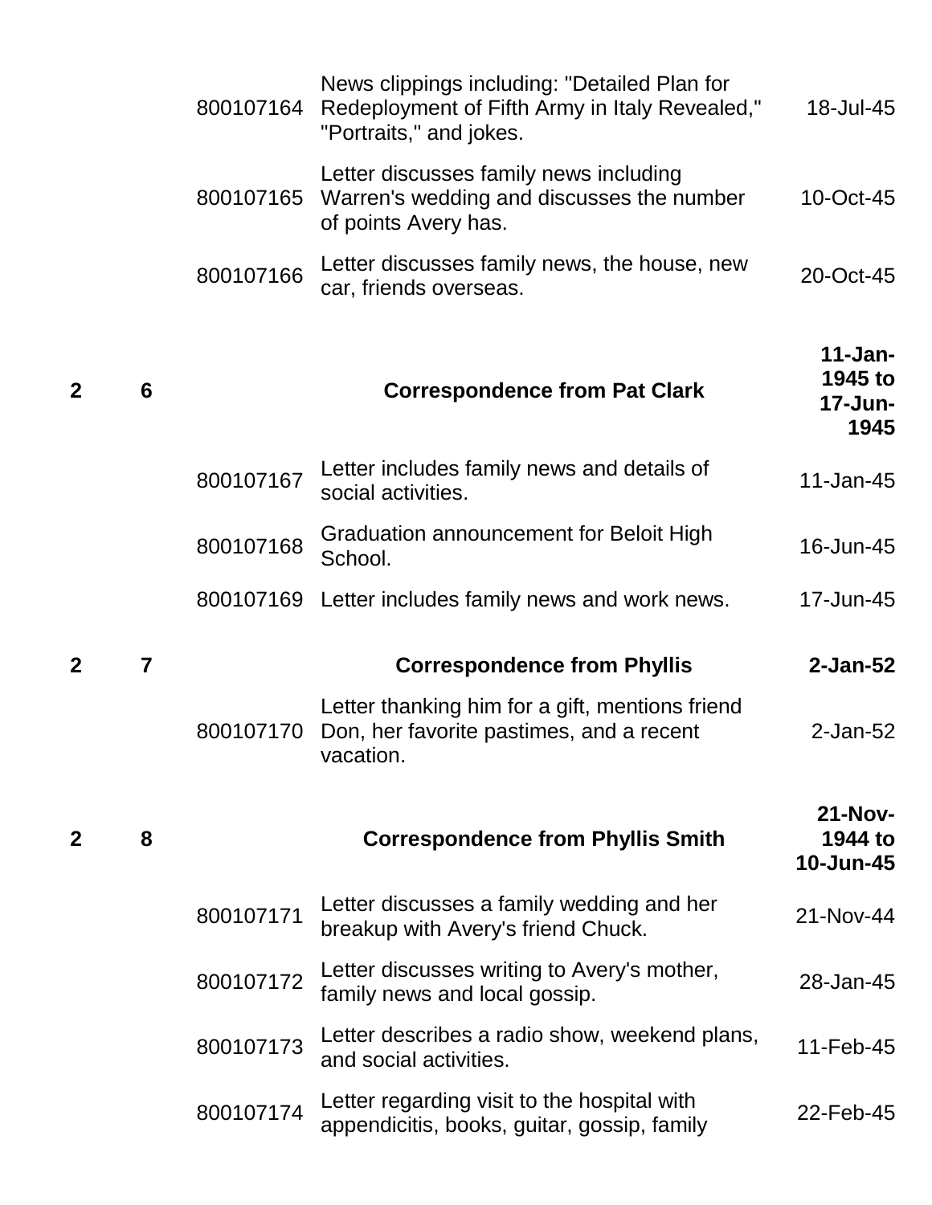| | | | | |
|---|---|---|---|---|
| | | 800107164 | News clippings including: "Detailed Plan for Redeployment of Fifth Army in Italy Revealed," "Portraits," and jokes. | 18-Jul-45 |
| | | 800107165 | Letter discusses family news including Warren's wedding and discusses the number of points Avery has. | 10-Oct-45 |
| | | 800107166 | Letter discusses family news, the house, new car, friends overseas. | 20-Oct-45 |
| **2** | **6** | | **Correspondence from Pat Clark** | **11-Jan-1945 to 17-Jun-1945** |
| | | 800107167 | Letter includes family news and details of social activities. | 11-Jan-45 |
| | | 800107168 | Graduation announcement for Beloit High School. | 16-Jun-45 |
| | | 800107169 | Letter includes family news and work news. | 17-Jun-45 |
| **2** | **7** | | **Correspondence from Phyllis** | **2-Jan-52** |
| | | 800107170 | Letter thanking him for a gift, mentions friend Don, her favorite pastimes, and a recent vacation. | 2-Jan-52 |
| **2** | **8** | | **Correspondence from Phyllis Smith** | **21-Nov-1944 to 10-Jun-45** |
| | | 800107171 | Letter discusses a family wedding and her breakup with Avery's friend Chuck. | 21-Nov-44 |
| | | 800107172 | Letter discusses writing to Avery's mother, family news and local gossip. | 28-Jan-45 |
| | | 800107173 | Letter describes a radio show, weekend plans, and social activities. | 11-Feb-45 |
| | | 800107174 | Letter regarding visit to the hospital with appendicitis, books, guitar, gossip, family | 22-Feb-45 |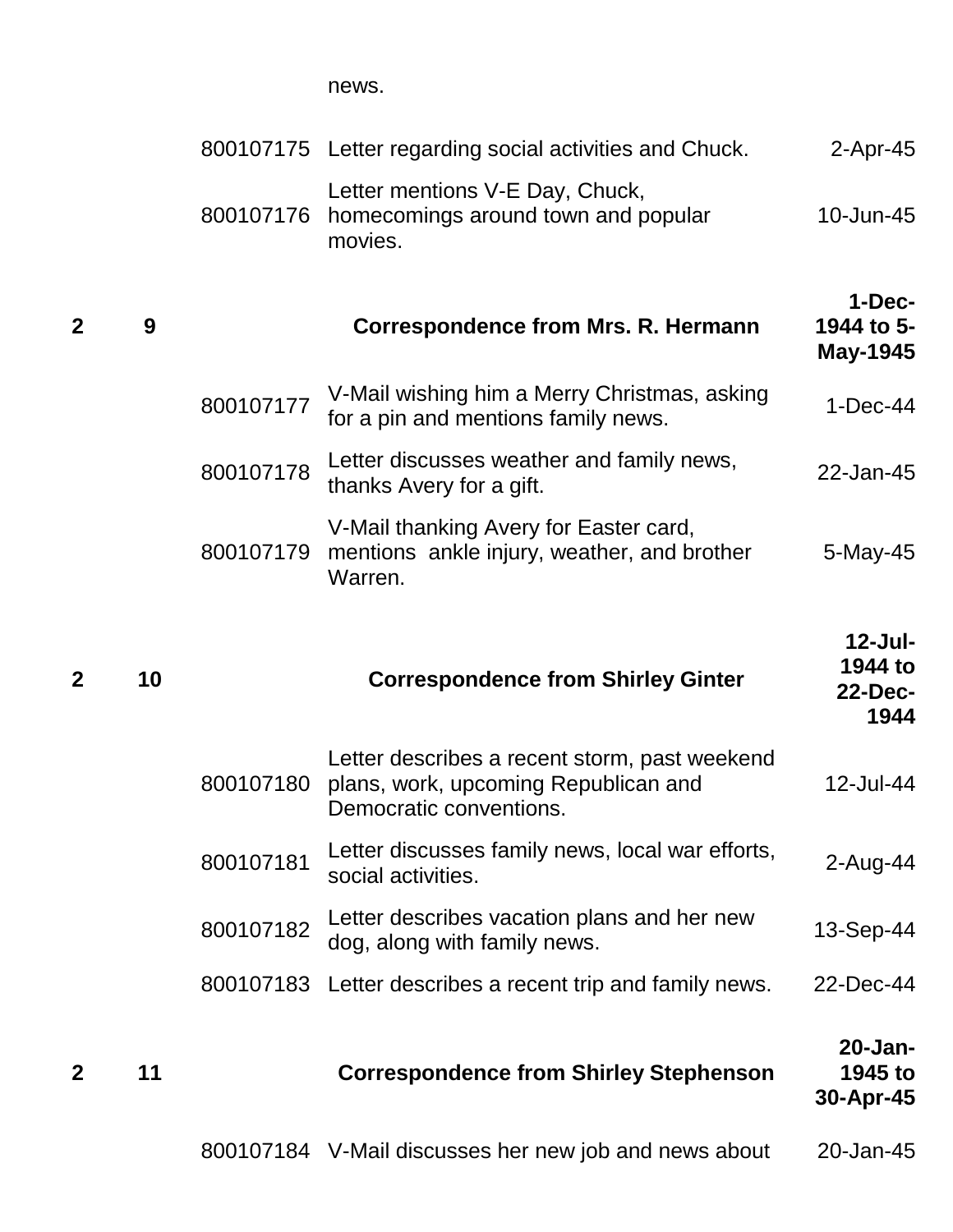| | | | news. | |
|---|---|---|---|---|
| | | 800107175 | Letter regarding social activities and Chuck. | 2-Apr-45 |
| | | 800107176 | Letter mentions V-E Day, Chuck, homecomings around town and popular movies. | 10-Jun-45 |
| **2** | **9** | | **Correspondence from Mrs. R. Hermann** | **1-Dec-1944 to 5-May-1945** |
| | | 800107177 | V-Mail wishing him a Merry Christmas, asking for a pin and mentions family news. | 1-Dec-44 |
| | | 800107178 | Letter discusses weather and family news, thanks Avery for a gift. | 22-Jan-45 |
| | | 800107179 | V-Mail thanking Avery for Easter card, mentions ankle injury, weather, and brother Warren. | 5-May-45 |
| **2** | **10** | | **Correspondence from Shirley Ginter** | **12-Jul-1944 to 22-Dec-1944** |
| | | 800107180 | Letter describes a recent storm, past weekend plans, work, upcoming Republican and Democratic conventions. | 12-Jul-44 |
| | | 800107181 | Letter discusses family news, local war efforts, social activities. | 2-Aug-44 |
| | | 800107182 | Letter describes vacation plans and her new dog, along with family news. | 13-Sep-44 |
| | | 800107183 | Letter describes a recent trip and family news. | 22-Dec-44 |
| **2** | **11** | | **Correspondence from Shirley Stephenson** | **20-Jan-1945 to 30-Apr-45** |
| | | 800107184 | V-Mail discusses her new job and news about | 20-Jan-45 |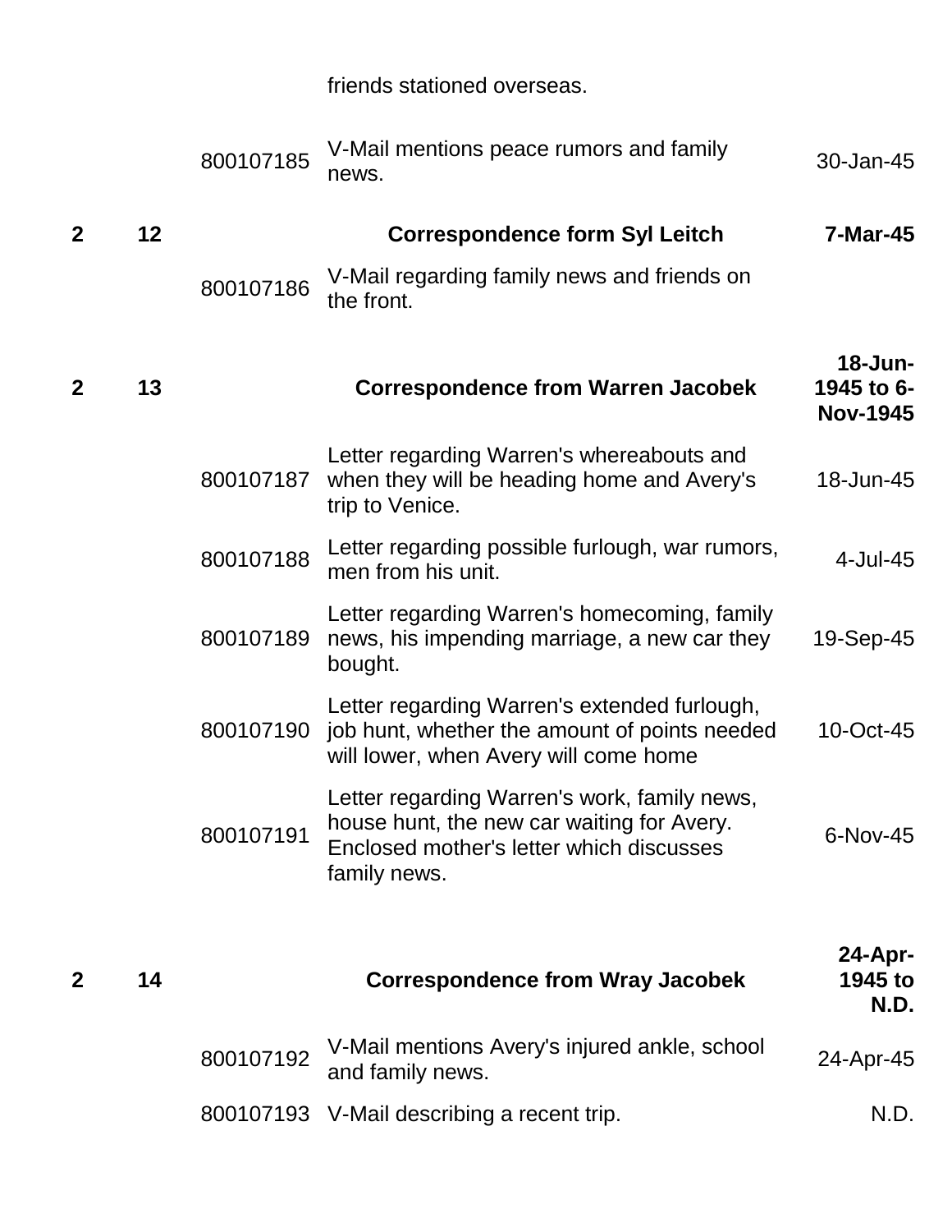| | | | friends stationed overseas. | |
|---|---|---|---|---|
| | | 800107185 | V-Mail mentions peace rumors and family news. | 30-Jan-45 |
| **2** | **12** | | **Correspondence form Syl Leitch** | **7-Mar-45** |
| | | 800107186 | V-Mail regarding family news and friends on the front. | |
| **2** | **13** | | **Correspondence from Warren Jacobek** | **18-Jun-1945 to 6-Nov-1945** |
| | | 800107187 | Letter regarding Warren's whereabouts and when they will be heading home and Avery's trip to Venice. | 18-Jun-45 |
| | | 800107188 | Letter regarding possible furlough, war rumors, men from his unit. | 4-Jul-45 |
| | | 800107189 | Letter regarding Warren's homecoming, family news, his impending marriage, a new car they bought. | 19-Sep-45 |
| | | 800107190 | Letter regarding Warren's extended furlough, job hunt, whether the amount of points needed will lower, when Avery will come home | 10-Oct-45 |
| | | 800107191 | Letter regarding Warren's work, family news, house hunt, the new car waiting for Avery. Enclosed mother's letter which discusses family news. | 6-Nov-45 |
| **2** | **14** | | **Correspondence from Wray Jacobek** | **24-Apr-1945 to N.D.** |
| | | 800107192 | V-Mail mentions Avery's injured ankle, school and family news. | 24-Apr-45 |
| | | 800107193 | V-Mail describing a recent trip. | N.D. |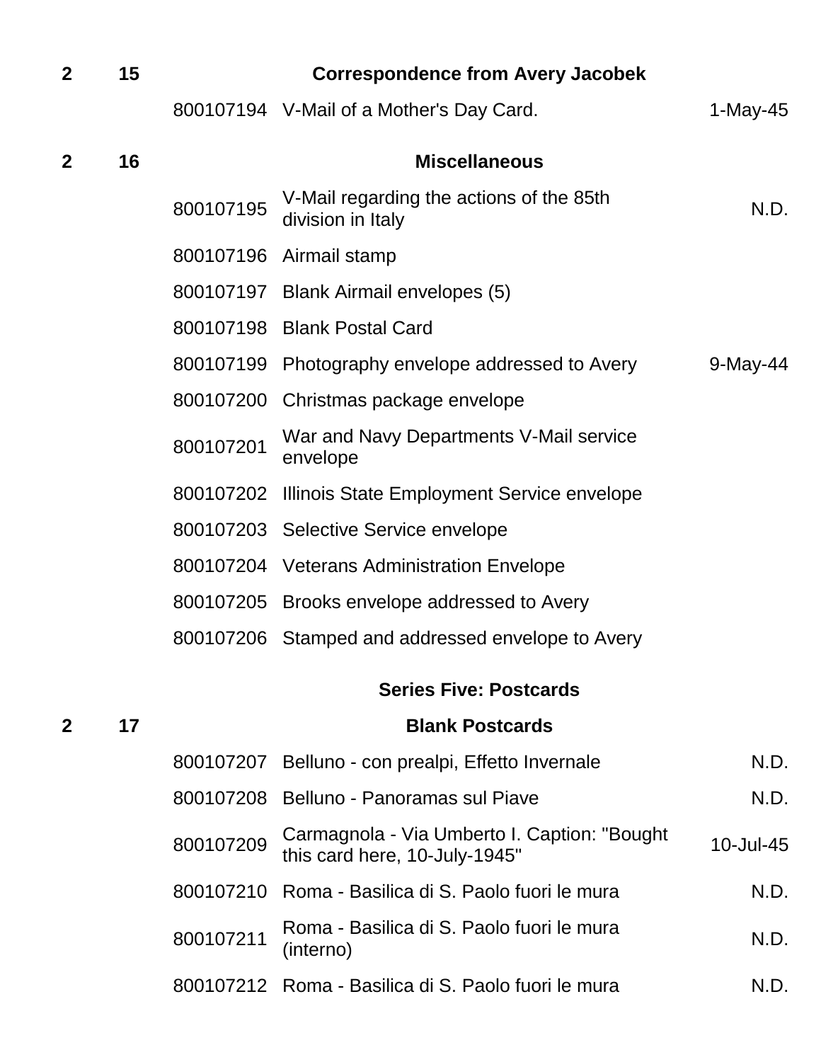| Box | Folder | Item | Description | Date |
|---|---|---|---|---|
| 2 | 15 | | **Correspondence from Avery Jacobek** | |
| | | 800107194 | V-Mail of a Mother's Day Card. | 1-May-45 |
| 2 | 16 | | **Miscellaneous** | |
| | | 800107195 | V-Mail regarding the actions of the 85th division in Italy | N.D. |
| | | 800107196 | Airmail stamp | |
| | | 800107197 | Blank Airmail envelopes (5) | |
| | | 800107198 | Blank Postal Card | |
| | | 800107199 | Photography envelope addressed to Avery | 9-May-44 |
| | | 800107200 | Christmas package envelope | |
| | | 800107201 | War and Navy Departments V-Mail service envelope | |
| | | 800107202 | Illinois State Employment Service envelope | |
| | | 800107203 | Selective Service envelope | |
| | | 800107204 | Veterans Administration Envelope | |
| | | 800107205 | Brooks envelope addressed to Avery | |
| | | 800107206 | Stamped and addressed envelope to Avery | |
| | | | **Series Five: Postcards** | |
| 2 | 17 | | **Blank Postcards** | |
| | | 800107207 | Belluno - con prealpi, Effetto Invernale | N.D. |
| | | 800107208 | Belluno - Panoramas sul Piave | N.D. |
| | | 800107209 | Carmagnola - Via Umberto I. Caption: "Bought this card here, 10-July-1945" | 10-Jul-45 |
| | | 800107210 | Roma - Basilica di S. Paolo fuori le mura | N.D. |
| | | 800107211 | Roma - Basilica di S. Paolo fuori le mura (interno) | N.D. |
| | | 800107212 | Roma - Basilica di S. Paolo fuori le mura | N.D. |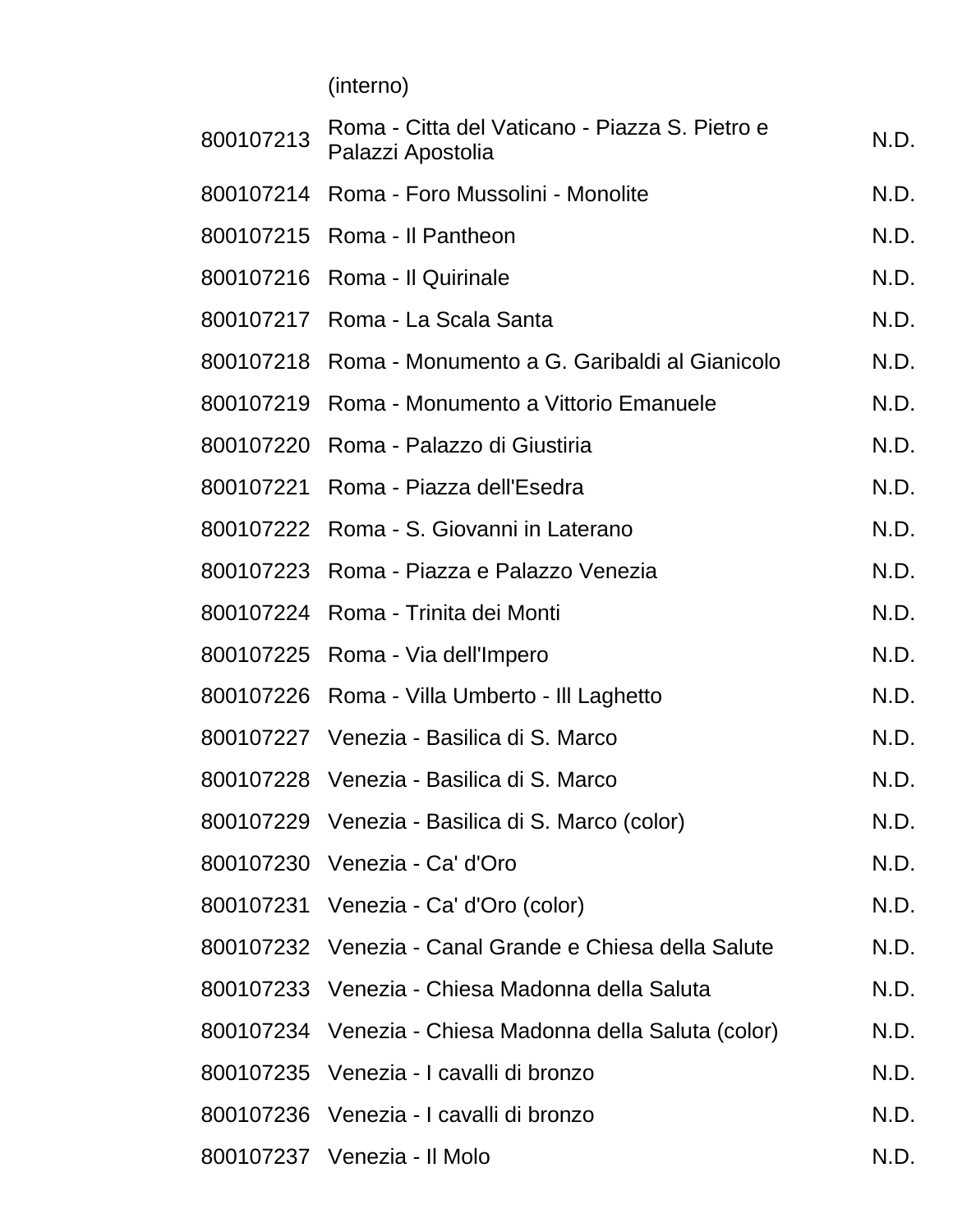| | | |
|---|---|---|
| | (interno) | |
| 800107213 | Roma - Citta del Vaticano - Piazza S. Pietro e Palazzi Apostolia | N.D. |
| 800107214 | Roma - Foro Mussolini - Monolite | N.D. |
| 800107215 | Roma - Il Pantheon | N.D. |
| 800107216 | Roma - Il Quirinale | N.D. |
| 800107217 | Roma - La Scala Santa | N.D. |
| 800107218 | Roma - Monumento a G. Garibaldi al Gianicolo | N.D. |
| 800107219 | Roma - Monumento a Vittorio Emanuele | N.D. |
| 800107220 | Roma - Palazzo di Giustiria | N.D. |
| 800107221 | Roma - Piazza dell'Esedra | N.D. |
| 800107222 | Roma - S. Giovanni in Laterano | N.D. |
| 800107223 | Roma - Piazza e Palazzo Venezia | N.D. |
| 800107224 | Roma - Trinita dei Monti | N.D. |
| 800107225 | Roma - Via dell'Impero | N.D. |
| 800107226 | Roma - Villa Umberto - Ill Laghetto | N.D. |
| 800107227 | Venezia - Basilica di S. Marco | N.D. |
| 800107228 | Venezia - Basilica di S. Marco | N.D. |
| 800107229 | Venezia - Basilica di S. Marco (color) | N.D. |
| 800107230 | Venezia - Ca' d'Oro | N.D. |
| 800107231 | Venezia - Ca' d'Oro (color) | N.D. |
| 800107232 | Venezia - Canal Grande e Chiesa della Salute | N.D. |
| 800107233 | Venezia - Chiesa Madonna della Saluta | N.D. |
| 800107234 | Venezia - Chiesa Madonna della Saluta (color) | N.D. |
| 800107235 | Venezia - I cavalli di bronzo | N.D. |
| 800107236 | Venezia - I cavalli di bronzo | N.D. |
| 800107237 | Venezia - Il Molo | N.D. |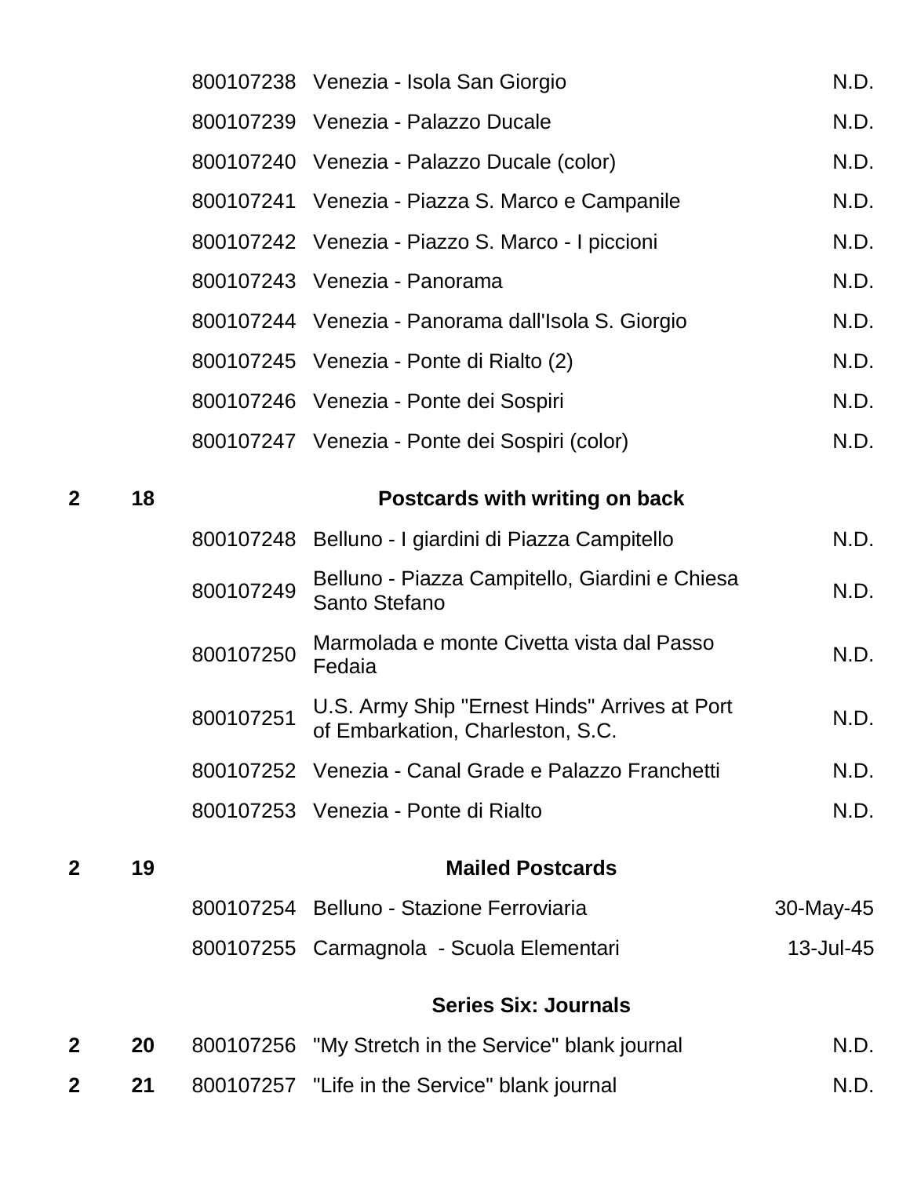| Box | Folder | ID | Description | Date |
|---|---|---|---|---|
| | | 800107238 | Venezia - Isola San Giorgio | N.D. |
| | | 800107239 | Venezia - Palazzo Ducale | N.D. |
| | | 800107240 | Venezia - Palazzo Ducale (color) | N.D. |
| | | 800107241 | Venezia - Piazza S. Marco e Campanile | N.D. |
| | | 800107242 | Venezia - Piazzo S. Marco - I piccioni | N.D. |
| | | 800107243 | Venezia - Panorama | N.D. |
| | | 800107244 | Venezia - Panorama dall'Isola S. Giorgio | N.D. |
| | | 800107245 | Venezia - Ponte di Rialto (2) | N.D. |
| | | 800107246 | Venezia - Ponte dei Sospiri | N.D. |
| | | 800107247 | Venezia - Ponte dei Sospiri (color) | N.D. |
| **2** | **18** | | **Postcards with writing on back** | |
| | | 800107248 | Belluno - I giardini di Piazza Campitello | N.D. |
| | | 800107249 | Belluno - Piazza Campitello, Giardini e Chiesa Santo Stefano | N.D. |
| | | 800107250 | Marmolada e monte Civetta vista dal Passo Fedaia | N.D. |
| | | 800107251 | U.S. Army Ship "Ernest Hinds" Arrives at Port of Embarkation, Charleston, S.C. | N.D. |
| | | 800107252 | Venezia - Canal Grade e Palazzo Franchetti | N.D. |
| | | 800107253 | Venezia - Ponte di Rialto | N.D. |
| **2** | **19** | | **Mailed Postcards** | |
| | | 800107254 | Belluno - Stazione Ferroviaria | 30-May-45 |
| | | 800107255 | Carmagnola - Scuola Elementari | 13-Jul-45 |
| | | | **Series Six: Journals** | |
| **2** | **20** | 800107256 | "My Stretch in the Service" blank journal | N.D. |
| **2** | **21** | 800107257 | "Life in the Service" blank journal | N.D. |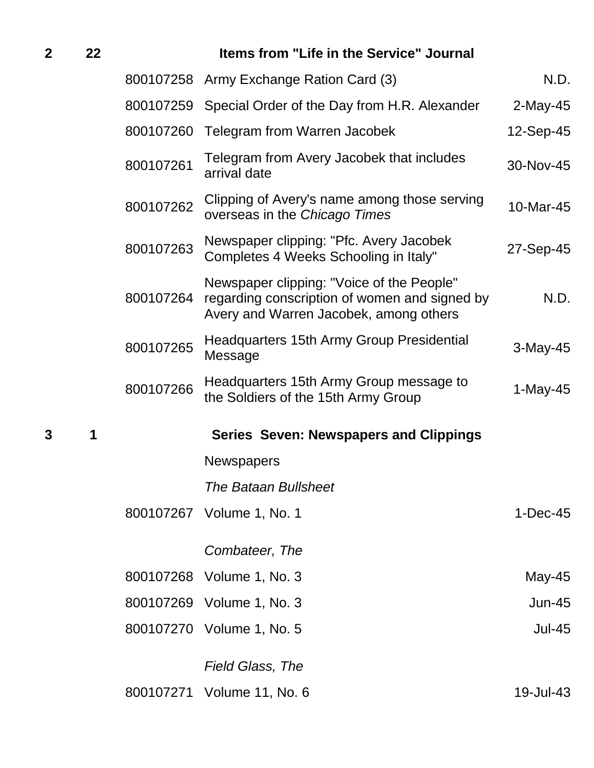| Box | Folder | ID | Description | Date |
|---|---|---|---|---|
| 2 | 22 | | **Items from "Life in the Service" Journal** | |
| | | 800107258 | Army Exchange Ration Card (3) | N.D. |
| | | 800107259 | Special Order of the Day from H.R. Alexander | 2-May-45 |
| | | 800107260 | Telegram from Warren Jacobek | 12-Sep-45 |
| | | 800107261 | Telegram from Avery Jacobek that includes arrival date | 30-Nov-45 |
| | | 800107262 | Clipping of Avery's name among those serving overseas in the *Chicago Times* | 10-Mar-45 |
| | | 800107263 | Newspaper clipping: "Pfc. Avery Jacobek Completes 4 Weeks Schooling in Italy" | 27-Sep-45 |
| | | 800107264 | Newspaper clipping: "Voice of the People" regarding conscription of women and signed by Avery and Warren Jacobek, among others | N.D. |
| | | 800107265 | Headquarters 15th Army Group Presidential Message | 3-May-45 |
| | | 800107266 | Headquarters 15th Army Group message to the Soldiers of the 15th Army Group | 1-May-45 |
| 3 | 1 | | **Series Seven: Newspapers and Clippings** | |
| | | | Newspapers | |
| | | | *The Bataan Bullsheet* | |
| | | 800107267 | Volume 1, No. 1 | 1-Dec-45 |
| | | | *Combateer, The* | |
| | | 800107268 | Volume 1, No. 3 | May-45 |
| | | 800107269 | Volume 1, No. 3 | Jun-45 |
| | | 800107270 | Volume 1, No. 5 | Jul-45 |
| | | | *Field Glass, The* | |
| | | 800107271 | Volume 11, No. 6 | 19-Jul-43 |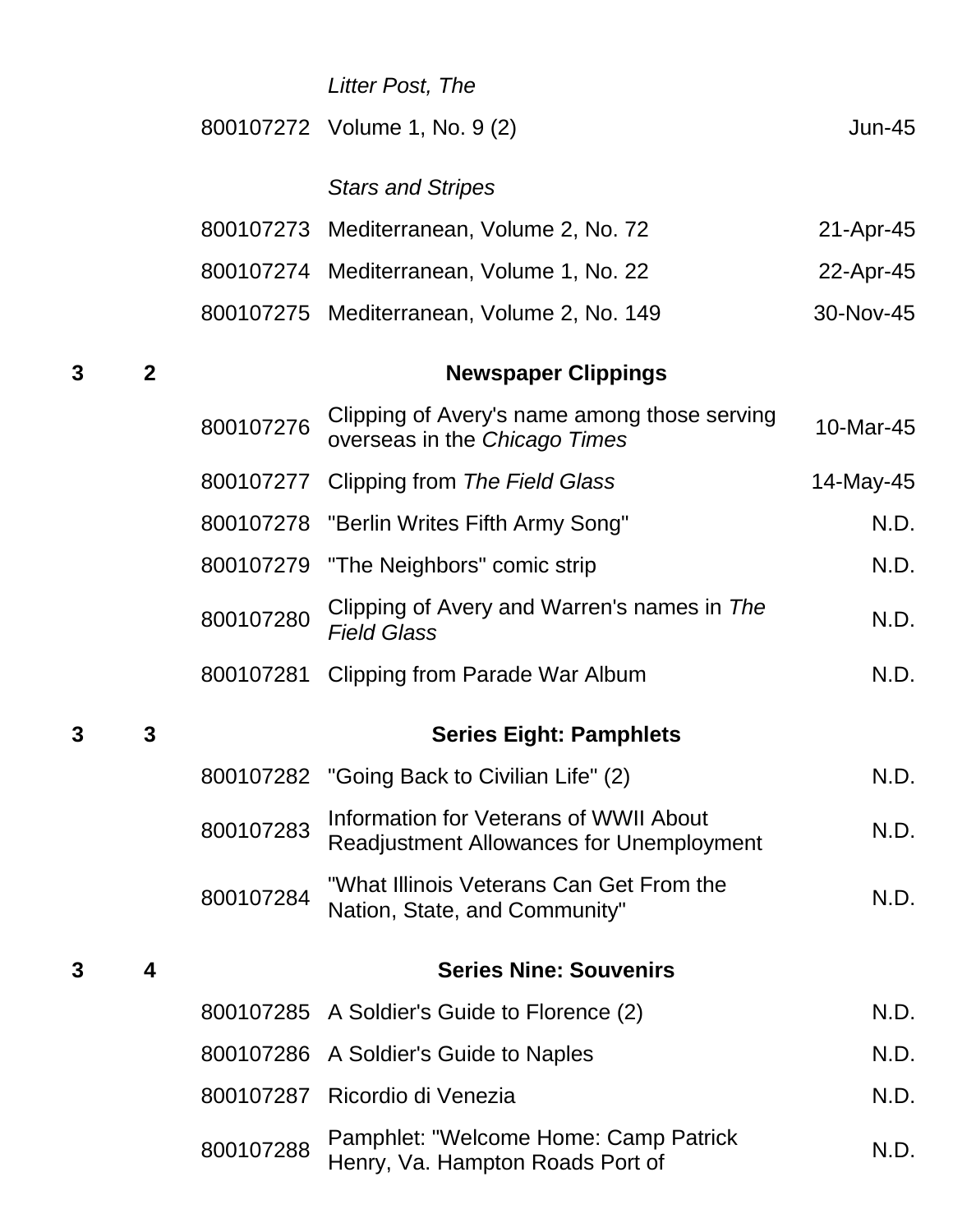| Box | Folder | ID | Description | Date |
|---|---|---|---|---|
| | | | *Litter Post, The* | |
| | | 800107272 | Volume 1, No. 9 (2) | Jun-45 |
| | | | *Stars and Stripes* | |
| | | 800107273 | Mediterranean, Volume 2, No. 72 | 21-Apr-45 |
| | | 800107274 | Mediterranean, Volume 1, No. 22 | 22-Apr-45 |
| | | 800107275 | Mediterranean, Volume 2, No. 149 | 30-Nov-45 |
| **3** | **2** | | **Newspaper Clippings** | |
| | | 800107276 | Clipping of Avery's name among those serving overseas in the *Chicago Times* | 10-Mar-45 |
| | | 800107277 | Clipping from *The Field Glass* | 14-May-45 |
| | | 800107278 | "Berlin Writes Fifth Army Song" | N.D. |
| | | 800107279 | "The Neighbors" comic strip | N.D. |
| | | 800107280 | Clipping of Avery and Warren's names in *The Field Glass* | N.D. |
| | | 800107281 | Clipping from Parade War Album | N.D. |
| **3** | **3** | | **Series Eight: Pamphlets** | |
| | | 800107282 | "Going Back to Civilian Life" (2) | N.D. |
| | | 800107283 | Information for Veterans of WWII About Readjustment Allowances for Unemployment | N.D. |
| | | 800107284 | "What Illinois Veterans Can Get From the Nation, State, and Community" | N.D. |
| **3** | **4** | | **Series Nine: Souvenirs** | |
| | | 800107285 | A Soldier's Guide to Florence (2) | N.D. |
| | | 800107286 | A Soldier's Guide to Naples | N.D. |
| | | 800107287 | Ricordio di Venezia | N.D. |
| | | 800107288 | Pamphlet: "Welcome Home: Camp Patrick Henry, Va. Hampton Roads Port of | N.D. |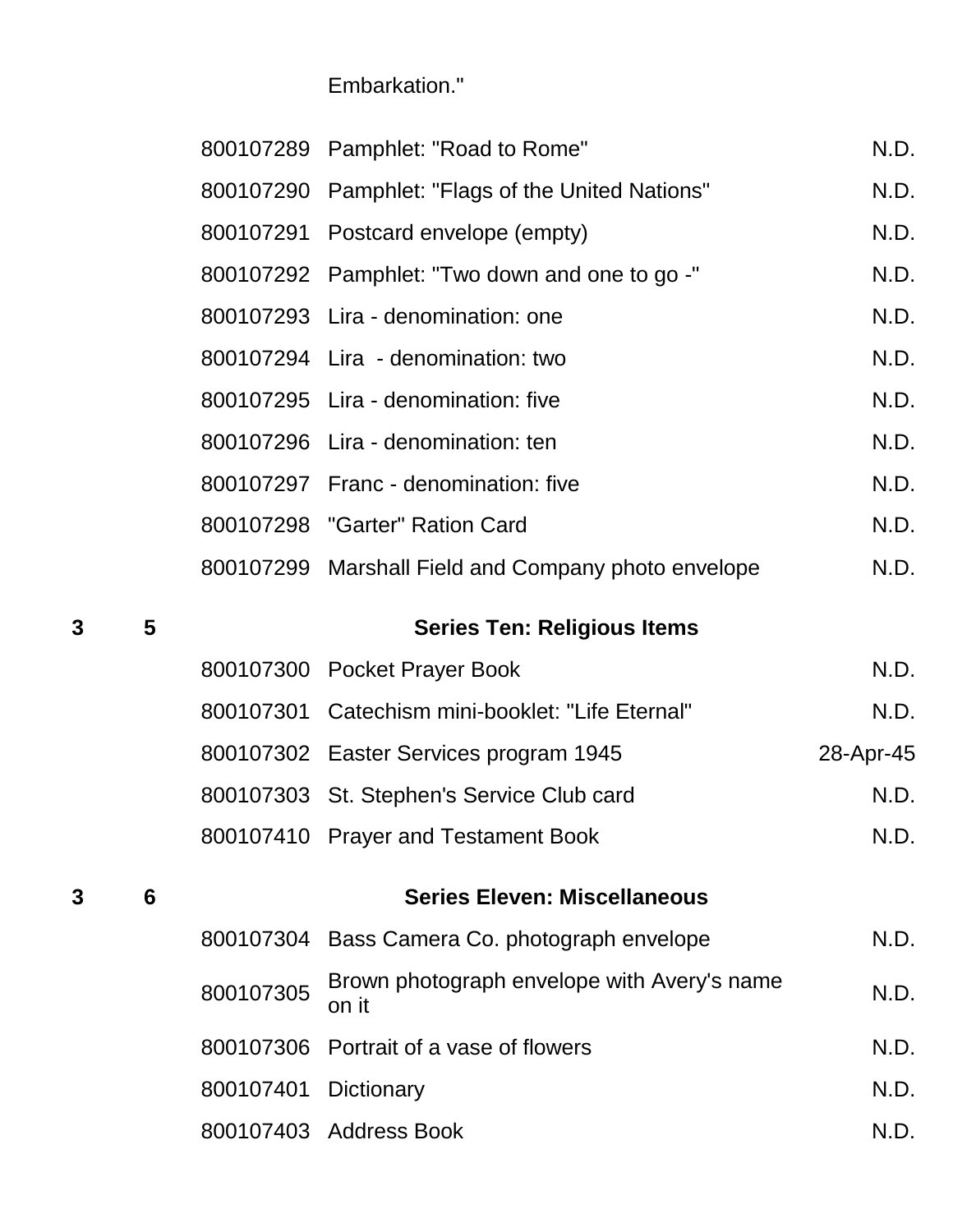| Box | Folder | Item ID | Description | Date |
|---|---|---|---|---|
| | | | Embarkation." | |
| | | 800107289 | Pamphlet: "Road to Rome" | N.D. |
| | | 800107290 | Pamphlet: "Flags of the United Nations" | N.D. |
| | | 800107291 | Postcard envelope (empty) | N.D. |
| | | 800107292 | Pamphlet: "Two down and one to go -" | N.D. |
| | | 800107293 | Lira - denomination: one | N.D. |
| | | 800107294 | Lira  - denomination: two | N.D. |
| | | 800107295 | Lira - denomination: five | N.D. |
| | | 800107296 | Lira - denomination: ten | N.D. |
| | | 800107297 | Franc - denomination: five | N.D. |
| | | 800107298 | "Garter" Ration Card | N.D. |
| | | 800107299 | Marshall Field and Company photo envelope | N.D. |
| **3** | **5** | | **Series Ten: Religious Items** | |
| | | 800107300 | Pocket Prayer Book | N.D. |
| | | 800107301 | Catechism mini-booklet: "Life Eternal" | N.D. |
| | | 800107302 | Easter Services program 1945 | 28-Apr-45 |
| | | 800107303 | St. Stephen's Service Club card | N.D. |
| | | 800107410 | Prayer and Testament Book | N.D. |
| **3** | **6** | | **Series Eleven: Miscellaneous** | |
| | | 800107304 | Bass Camera Co. photograph envelope | N.D. |
| | | 800107305 | Brown photograph envelope with Avery's name on it | N.D. |
| | | 800107306 | Portrait of a vase of flowers | N.D. |
| | | 800107401 | Dictionary | N.D. |
| | | 800107403 | Address Book | N.D. |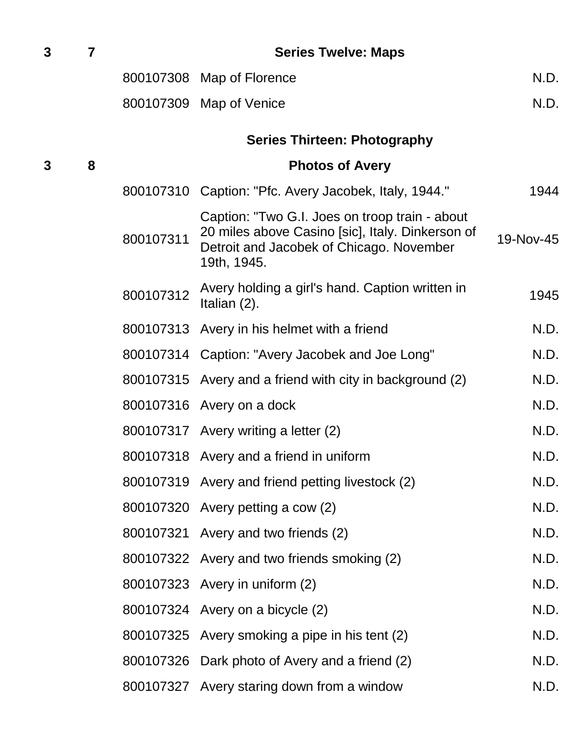| Box | Folder | ID | Description | Date |
|---|---|---|---|---|
| 3 | 7 | | **Series Twelve: Maps** | |
| | | 800107308 | Map of Florence | N.D. |
| | | 800107309 | Map of Venice | N.D. |
| | | | **Series Thirteen: Photography** | |
| 3 | 8 | | **Photos of Avery** | |
| | | 800107310 | Caption: "Pfc. Avery Jacobek, Italy, 1944." | 1944 |
| | | 800107311 | Caption: "Two G.I. Joes on troop train - about 20 miles above Casino [sic], Italy. Dinkerson of Detroit and Jacobek of Chicago. November 19th, 1945. | 19-Nov-45 |
| | | 800107312 | Avery holding a girl's hand. Caption written in Italian (2). | 1945 |
| | | 800107313 | Avery in his helmet with a friend | N.D. |
| | | 800107314 | Caption: "Avery Jacobek and Joe Long" | N.D. |
| | | 800107315 | Avery and a friend with city in background (2) | N.D. |
| | | 800107316 | Avery on a dock | N.D. |
| | | 800107317 | Avery writing a letter (2) | N.D. |
| | | 800107318 | Avery and a friend in uniform | N.D. |
| | | 800107319 | Avery and friend petting livestock (2) | N.D. |
| | | 800107320 | Avery petting a cow (2) | N.D. |
| | | 800107321 | Avery and two friends (2) | N.D. |
| | | 800107322 | Avery and two friends smoking (2) | N.D. |
| | | 800107323 | Avery in uniform (2) | N.D. |
| | | 800107324 | Avery on a bicycle (2) | N.D. |
| | | 800107325 | Avery smoking a pipe in his tent (2) | N.D. |
| | | 800107326 | Dark photo of Avery and a friend (2) | N.D. |
| | | 800107327 | Avery staring down from a window | N.D. |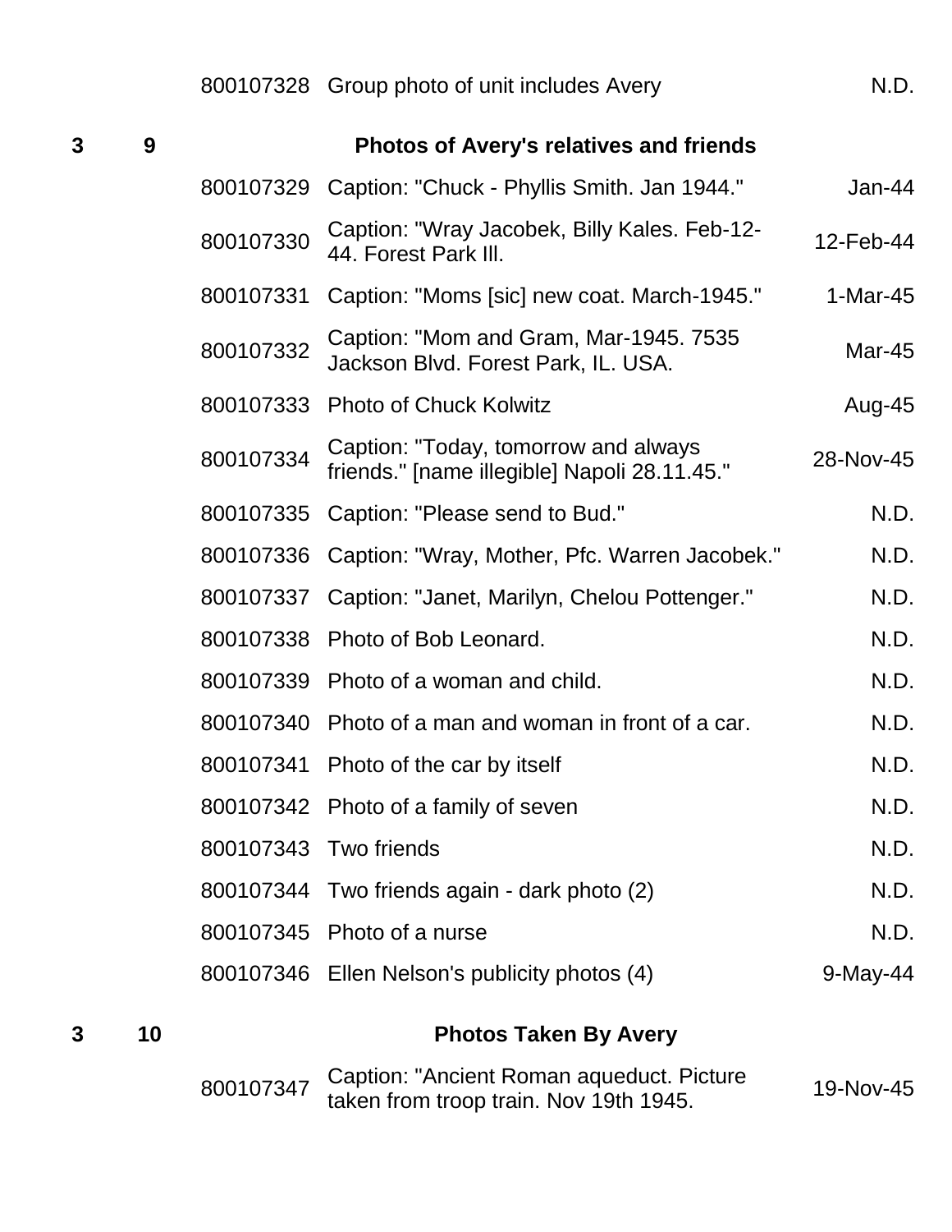| Box | Folder | ID | Description | Date |
|---|---|---|---|---|
| | | 800107328 | Group photo of unit includes Avery | N.D. |
| **3** | **9** | | **Photos of Avery's relatives and friends** | |
| | | 800107329 | Caption: "Chuck - Phyllis Smith. Jan 1944." | Jan-44 |
| | | 800107330 | Caption: "Wray Jacobek, Billy Kales. Feb-12-44. Forest Park Ill. | 12-Feb-44 |
| | | 800107331 | Caption: "Moms [sic] new coat. March-1945." | 1-Mar-45 |
| | | 800107332 | Caption: "Mom and Gram, Mar-1945. 7535 Jackson Blvd. Forest Park, IL. USA. | Mar-45 |
| | | 800107333 | Photo of Chuck Kolwitz | Aug-45 |
| | | 800107334 | Caption: "Today, tomorrow and always friends." [name illegible] Napoli 28.11.45." | 28-Nov-45 |
| | | 800107335 | Caption: "Please send to Bud." | N.D. |
| | | 800107336 | Caption: "Wray, Mother, Pfc. Warren Jacobek." | N.D. |
| | | 800107337 | Caption: "Janet, Marilyn, Chelou Pottenger." | N.D. |
| | | 800107338 | Photo of Bob Leonard. | N.D. |
| | | 800107339 | Photo of a woman and child. | N.D. |
| | | 800107340 | Photo of a man and woman in front of a car. | N.D. |
| | | 800107341 | Photo of the car by itself | N.D. |
| | | 800107342 | Photo of a family of seven | N.D. |
| | | 800107343 | Two friends | N.D. |
| | | 800107344 | Two friends again - dark photo (2) | N.D. |
| | | 800107345 | Photo of a nurse | N.D. |
| | | 800107346 | Ellen Nelson's publicity photos (4) | 9-May-44 |
| **3** | **10** | | **Photos Taken By Avery** | |
| | | 800107347 | Caption: "Ancient Roman aqueduct. Picture taken from troop train. Nov 19th 1945. | 19-Nov-45 |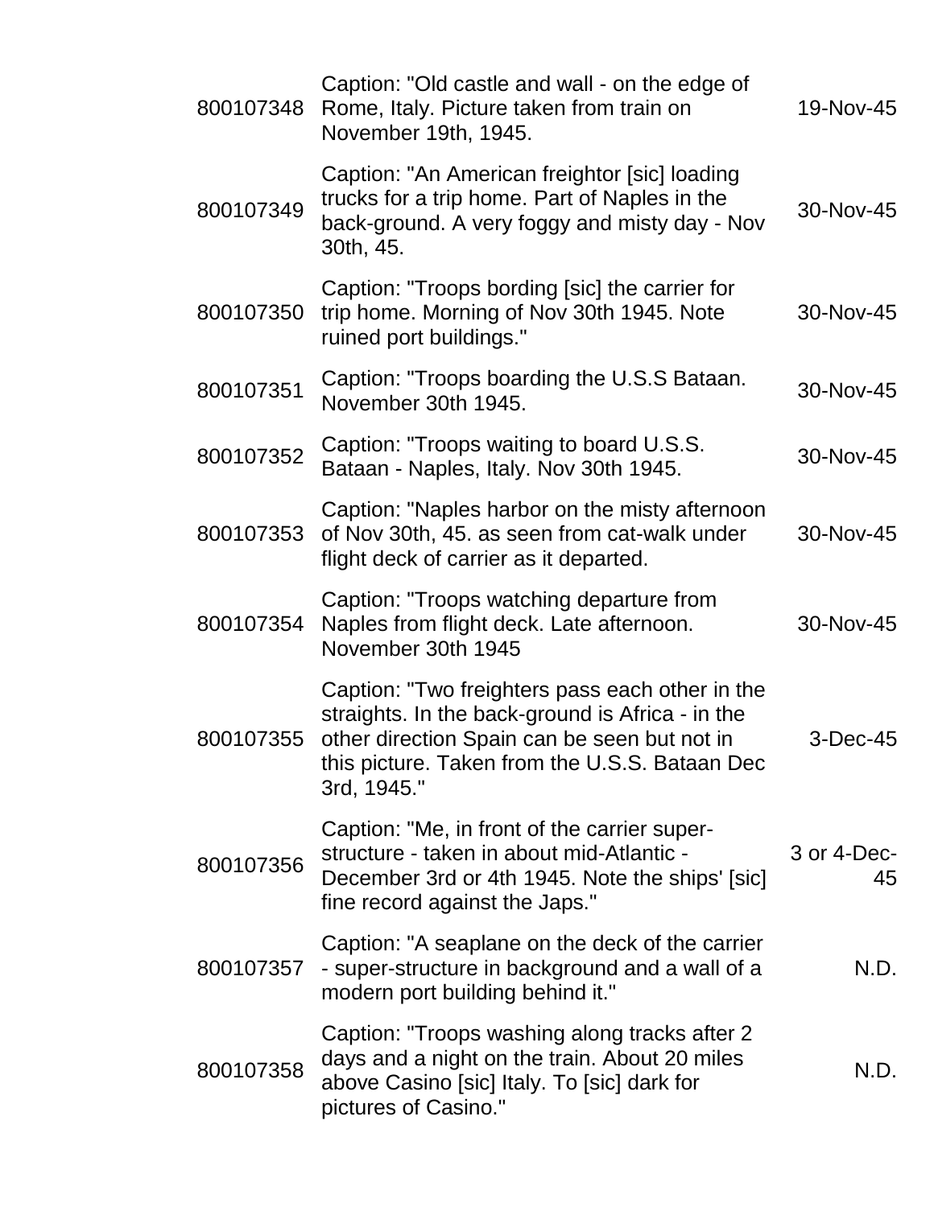| | | |
|---|---|---|
| 800107348 | Caption: "Old castle and wall - on the edge of Rome, Italy. Picture taken from train on November 19th, 1945. | 19-Nov-45 |
| 800107349 | Caption: "An American freightor [sic] loading trucks for a trip home. Part of Naples in the back-ground. A very foggy and misty day - Nov 30th, 45. | 30-Nov-45 |
| 800107350 | Caption: "Troops bording [sic] the carrier for trip home. Morning of Nov 30th 1945. Note ruined port buildings." | 30-Nov-45 |
| 800107351 | Caption: "Troops boarding the U.S.S Bataan. November 30th 1945. | 30-Nov-45 |
| 800107352 | Caption: "Troops waiting to board U.S.S. Bataan - Naples, Italy. Nov 30th 1945. | 30-Nov-45 |
| 800107353 | Caption: "Naples harbor on the misty afternoon of Nov 30th, 45. as seen from cat-walk under flight deck of carrier as it departed. | 30-Nov-45 |
| 800107354 | Caption: "Troops watching departure from Naples from flight deck. Late afternoon. November 30th 1945 | 30-Nov-45 |
| 800107355 | Caption: "Two freighters pass each other in the straights. In the back-ground is Africa - in the other direction Spain can be seen but not in this picture. Taken from the U.S.S. Bataan Dec 3rd, 1945." | 3-Dec-45 |
| 800107356 | Caption: "Me, in front of the carrier super-structure - taken in about mid-Atlantic - December 3rd or 4th 1945. Note the ships' [sic] fine record against the Japs." | 3 or 4-Dec-45 |
| 800107357 | Caption: "A seaplane on the deck of the carrier - super-structure in background and a wall of a modern port building behind it." | N.D. |
| 800107358 | Caption: "Troops washing along tracks after 2 days and a night on the train. About 20 miles above Casino [sic] Italy. To [sic] dark for pictures of Casino." | N.D. |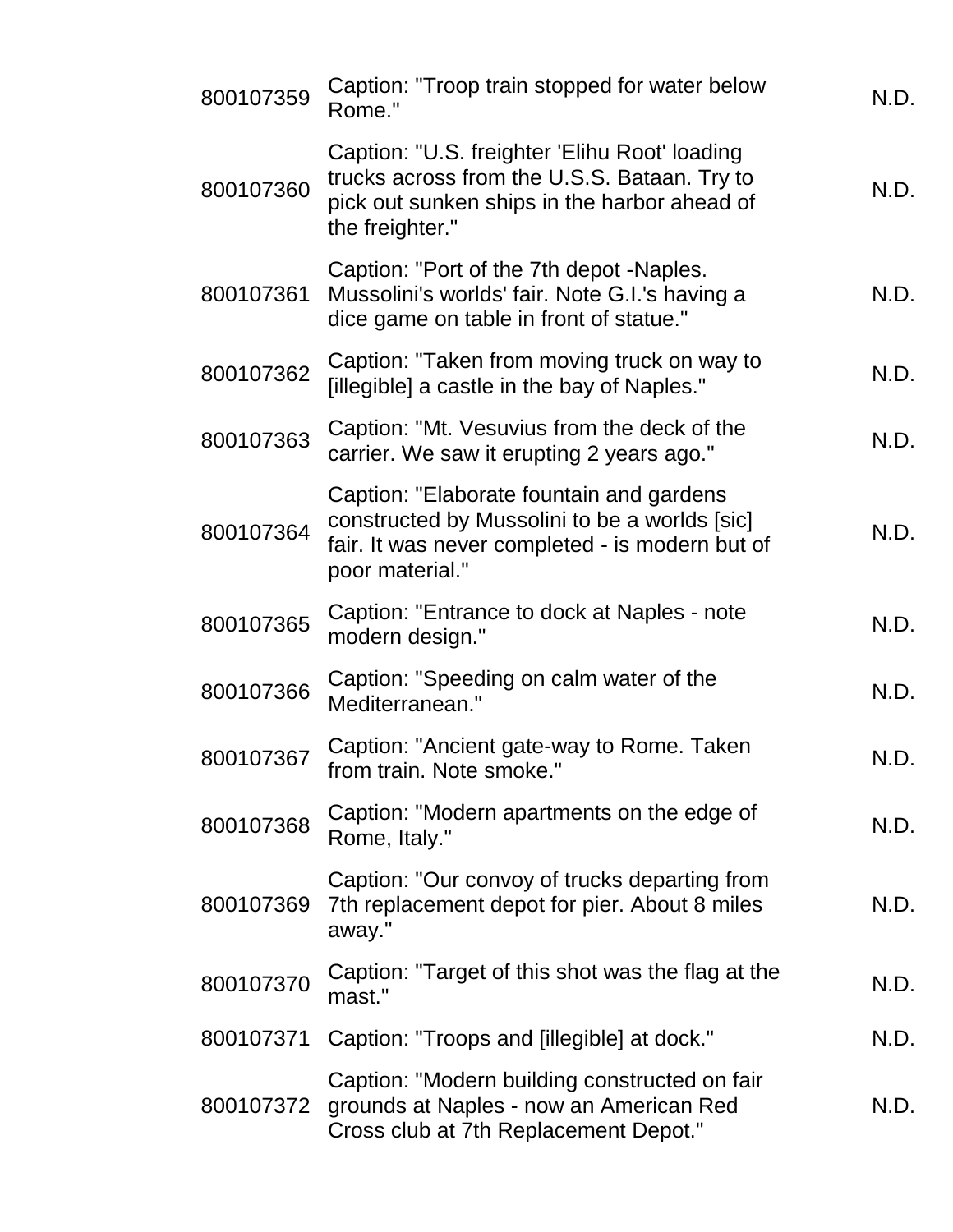| | | |
|---|---|---|
| 800107359 | Caption: "Troop train stopped for water below Rome." | N.D. |
| 800107360 | Caption: "U.S. freighter 'Elihu Root' loading trucks across from the U.S.S. Bataan. Try to pick out sunken ships in the harbor ahead of the freighter." | N.D. |
| 800107361 | Caption: "Port of the 7th depot -Naples. Mussolini's worlds' fair. Note G.I.'s having a dice game on table in front of statue." | N.D. |
| 800107362 | Caption: "Taken from moving truck on way to [illegible] a castle in the bay of Naples." | N.D. |
| 800107363 | Caption: "Mt. Vesuvius from the deck of the carrier. We saw it erupting 2 years ago." | N.D. |
| 800107364 | Caption: "Elaborate fountain and gardens constructed by Mussolini to be a worlds [sic] fair. It was never completed - is modern but of poor material." | N.D. |
| 800107365 | Caption: "Entrance to dock at Naples - note modern design." | N.D. |
| 800107366 | Caption: "Speeding on calm water of the Mediterranean." | N.D. |
| 800107367 | Caption: "Ancient gate-way to Rome. Taken from train. Note smoke." | N.D. |
| 800107368 | Caption: "Modern apartments on the edge of Rome, Italy." | N.D. |
| 800107369 | Caption: "Our convoy of trucks departing from 7th replacement depot for pier. About 8 miles away." | N.D. |
| 800107370 | Caption: "Target of this shot was the flag at the mast." | N.D. |
| 800107371 | Caption: "Troops and [illegible] at dock." | N.D. |
| 800107372 | Caption: "Modern building constructed on fair grounds at Naples - now an American Red Cross club at 7th Replacement Depot." | N.D. |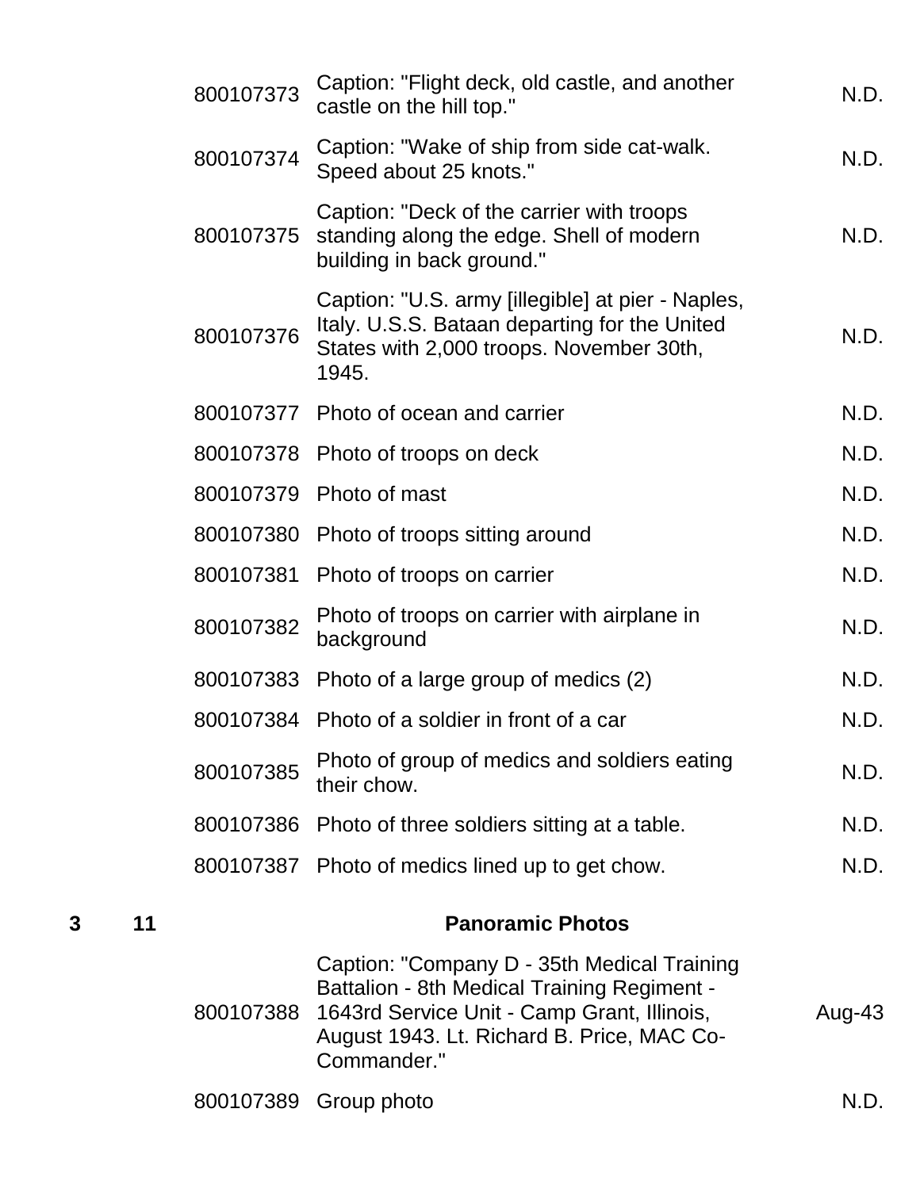| Box | Folder | ID | Description | Date |
|---|---|---|---|---|
| | | 800107373 | Caption: "Flight deck, old castle, and another castle on the hill top." | N.D. |
| | | 800107374 | Caption: "Wake of ship from side cat-walk. Speed about 25 knots." | N.D. |
| | | 800107375 | Caption: "Deck of the carrier with troops standing along the edge. Shell of modern building in back ground." | N.D. |
| | | 800107376 | Caption: "U.S. army [illegible] at pier - Naples, Italy. U.S.S. Bataan departing for the United States with 2,000 troops. November 30th, 1945. | N.D. |
| | | 800107377 | Photo of ocean and carrier | N.D. |
| | | 800107378 | Photo of troops on deck | N.D. |
| | | 800107379 | Photo of mast | N.D. |
| | | 800107380 | Photo of troops sitting around | N.D. |
| | | 800107381 | Photo of troops on carrier | N.D. |
| | | 800107382 | Photo of troops on carrier with airplane in background | N.D. |
| | | 800107383 | Photo of a large group of medics (2) | N.D. |
| | | 800107384 | Photo of a soldier in front of a car | N.D. |
| | | 800107385 | Photo of group of medics and soldiers eating their chow. | N.D. |
| | | 800107386 | Photo of three soldiers sitting at a table. | N.D. |
| | | 800107387 | Photo of medics lined up to get chow. | N.D. |
| **3** | **11** | | **Panoramic Photos** | |
| | | 800107388 | Caption: "Company D - 35th Medical Training Battalion - 8th Medical Training Regiment - 1643rd Service Unit - Camp Grant, Illinois, August 1943. Lt. Richard B. Price, MAC Co-Commander." | Aug-43 |
| | | 800107389 | Group photo | N.D. |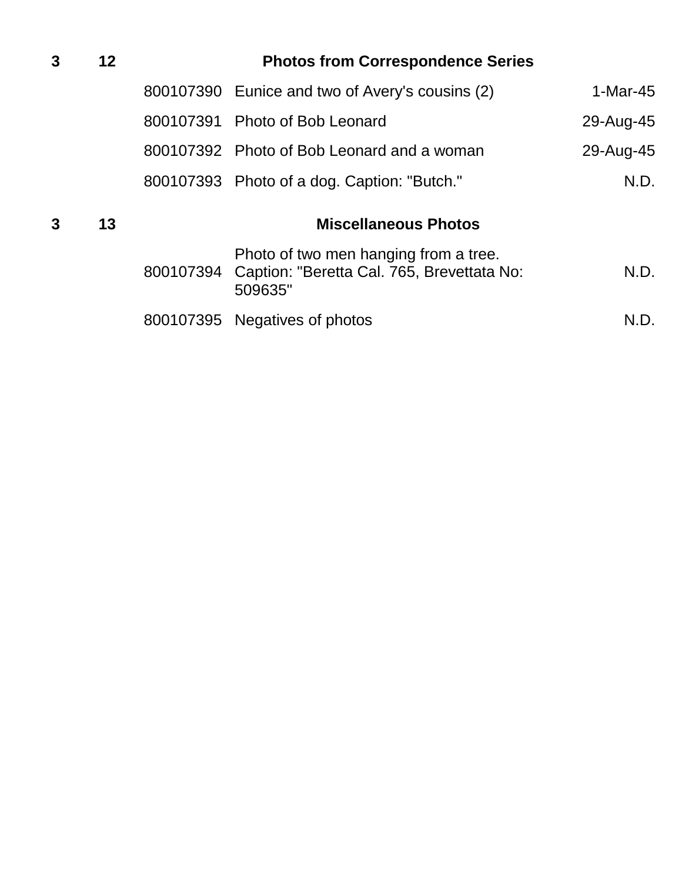| | | | | |
|---|---|---|---|---|
| **3** | **12** | | **Photos from Correspondence Series** | |
| | | 800107390 | Eunice and two of Avery's cousins (2) | 1-Mar-45 |
| | | 800107391 | Photo of Bob Leonard | 29-Aug-45 |
| | | 800107392 | Photo of Bob Leonard and a woman | 29-Aug-45 |
| | | 800107393 | Photo of a dog. Caption: "Butch." | N.D. |
| **3** | **13** | | **Miscellaneous Photos** | |
| | | 800107394 | Photo of two men hanging from a tree. Caption: "Beretta Cal. 765, Brevettata No: 509635" | N.D. |
| | | 800107395 | Negatives of photos | N.D. |